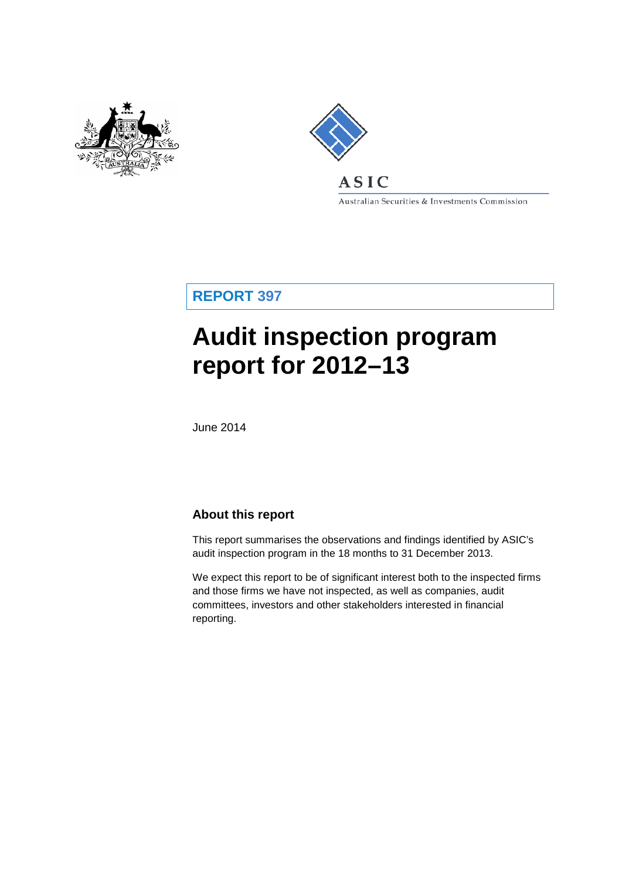ASIC

Australian Securities & Investments Commission

**REPORT 397**

# Audit inspection program report for 2012–13

June 2014

## About this report

This report summarises the observations and findings identified by ASIC's audit inspection program in the 18 months to 31 December 2013.

We expect this report to be of significant interest both to the inspected firms and those firms we have not inspected, as well as companies, audit committees, investors and other stakeholders interested in financial reporting.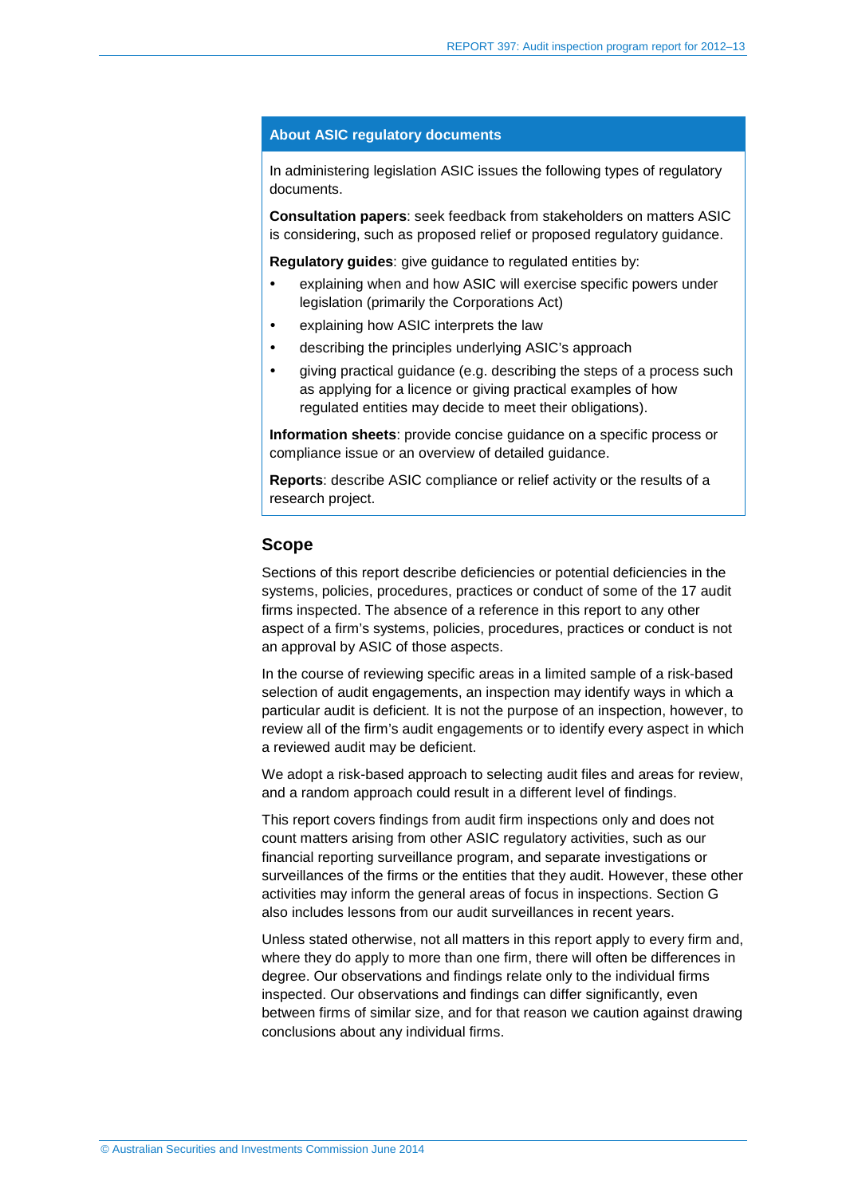**About ASIC regulatory documents**

In administering legislation ASIC issues the following types of regulatory documents.

**Consultation papers**: seek feedback from stakeholders on matters ASIC is considering, such as proposed relief or proposed regulatory guidance.

**Regulatory guides**: give guidance to regulated entities by:

- explaining when and how ASIC will exercise specific powers under legislation (primarily the Corporations Act)
- explaining how ASIC interprets the law
- describing the principles underlying ASIC's approach
- giving practical guidance (e.g. describing the steps of a process such as applying for a licence or giving practical examples of how regulated entities may decide to meet their obligations).

**Information sheets**: provide concise guidance on a specific process or compliance issue or an overview of detailed guidance.

**Reports**: describe ASIC compliance or relief activity or the results of a research project.

## Scope

Sections of this report describe deficiencies or potential deficiencies in the systems, policies, procedures, practices or conduct of some of the 17 audit firms inspected. The absence of a reference in this report to any other aspect of a firm's systems, policies, procedures, practices or conduct is not an approval by ASIC of those aspects.

In the course of reviewing specific areas in a limited sample of a risk-based selection of audit engagements, an inspection may identify ways in which a particular audit is deficient. It is not the purpose of an inspection, however, to review all of the firm's audit engagements or to identify every aspect in which a reviewed audit may be deficient.

We adopt a risk-based approach to selecting audit files and areas for review, and a random approach could result in a different level of findings.

This report covers findings from audit firm inspections only and does not count matters arising from other ASIC regulatory activities, such as our financial reporting surveillance program, and separate investigations or surveillances of the firms or the entities that they audit. However, these other activities may inform the general areas of focus in inspections. Section G also includes lessons from our audit surveillances in recent years.

Unless stated otherwise, not all matters in this report apply to every firm and, where they do apply to more than one firm, there will often be differences in degree. Our observations and findings relate only to the individual firms inspected. Our observations and findings can differ significantly, even between firms of similar size, and for that reason we caution against drawing conclusions about any individual firms.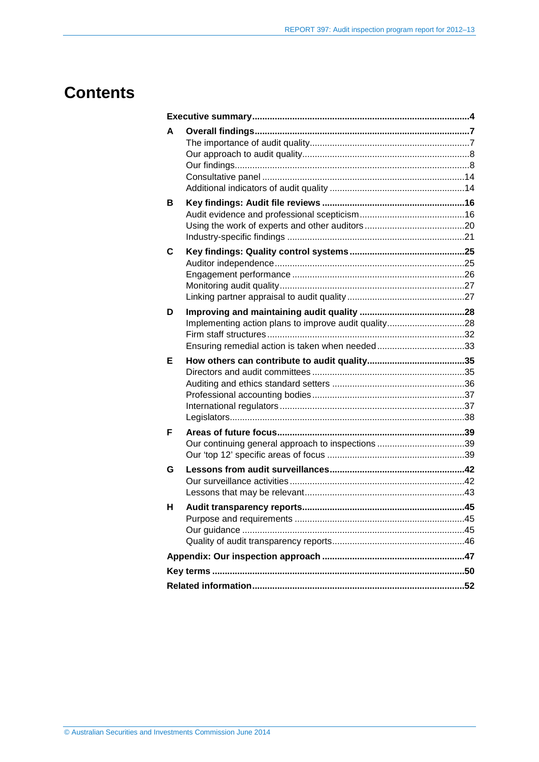# Contents

**Executive summary** .....4

**A Overall findings** .....7
- The importance of audit quality .....7
- Our approach to audit quality .....8
- Our findings .....8
- Consultative panel .....14
- Additional indicators of audit quality .....14

**B Key findings: Audit file reviews** .....16
- Audit evidence and professional scepticism .....16
- Using the work of experts and other auditors .....20
- Industry-specific findings .....21

**C Key findings: Quality control systems** .....25
- Auditor independence .....25
- Engagement performance .....26
- Monitoring audit quality .....27
- Linking partner appraisal to audit quality .....27

**D Improving and maintaining audit quality** .....28
- Implementing action plans to improve audit quality .....28
- Firm staff structures .....32
- Ensuring remedial action is taken when needed .....33

**E How others can contribute to audit quality** .....35
- Directors and audit committees .....35
- Auditing and ethics standard setters .....36
- Professional accounting bodies .....37
- International regulators .....37
- Legislators .....38

**F Areas of future focus** .....39
- Our continuing general approach to inspections .....39
- Our 'top 12' specific areas of focus .....39

**G Lessons from audit surveillances** .....42
- Our surveillance activities .....42
- Lessons that may be relevant .....43

**H Audit transparency reports** .....45
- Purpose and requirements .....45
- Our guidance .....45
- Quality of audit transparency reports .....46

**Appendix: Our inspection approach** .....47

**Key terms** .....50

**Related information** .....52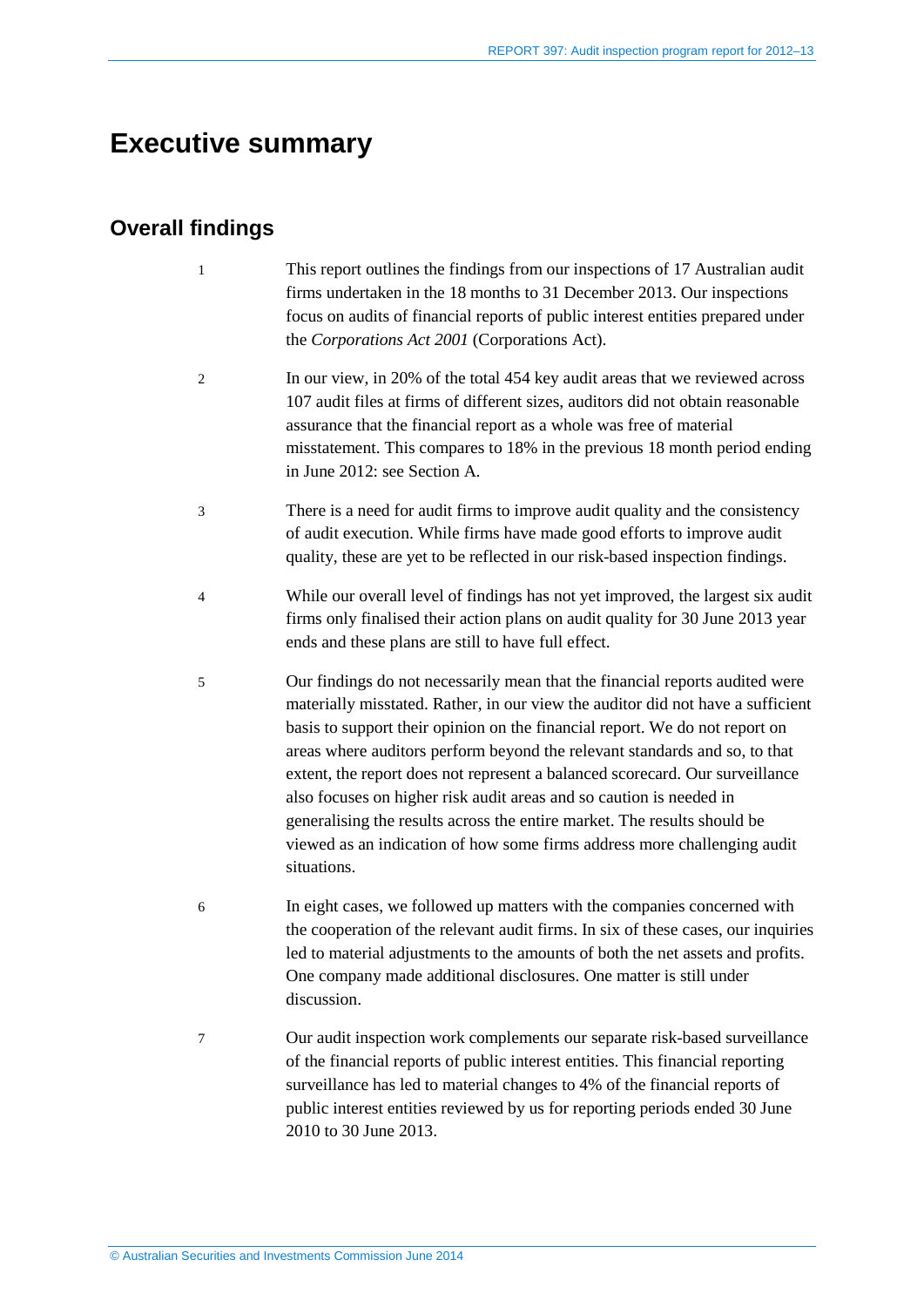# Executive summary

## Overall findings

1 This report outlines the findings from our inspections of 17 Australian audit firms undertaken in the 18 months to 31 December 2013. Our inspections focus on audits of financial reports of public interest entities prepared under the *Corporations Act 2001* (Corporations Act).

2 In our view, in 20% of the total 454 key audit areas that we reviewed across 107 audit files at firms of different sizes, auditors did not obtain reasonable assurance that the financial report as a whole was free of material misstatement. This compares to 18% in the previous 18 month period ending in June 2012: see Section A.

3 There is a need for audit firms to improve audit quality and the consistency of audit execution. While firms have made good efforts to improve audit quality, these are yet to be reflected in our risk-based inspection findings.

4 While our overall level of findings has not yet improved, the largest six audit firms only finalised their action plans on audit quality for 30 June 2013 year ends and these plans are still to have full effect.

5 Our findings do not necessarily mean that the financial reports audited were materially misstated. Rather, in our view the auditor did not have a sufficient basis to support their opinion on the financial report. We do not report on areas where auditors perform beyond the relevant standards and so, to that extent, the report does not represent a balanced scorecard. Our surveillance also focuses on higher risk audit areas and so caution is needed in generalising the results across the entire market. The results should be viewed as an indication of how some firms address more challenging audit situations.

6 In eight cases, we followed up matters with the companies concerned with the cooperation of the relevant audit firms. In six of these cases, our inquiries led to material adjustments to the amounts of both the net assets and profits. One company made additional disclosures. One matter is still under discussion.

7 Our audit inspection work complements our separate risk-based surveillance of the financial reports of public interest entities. This financial reporting surveillance has led to material changes to 4% of the financial reports of public interest entities reviewed by us for reporting periods ended 30 June 2010 to 30 June 2013.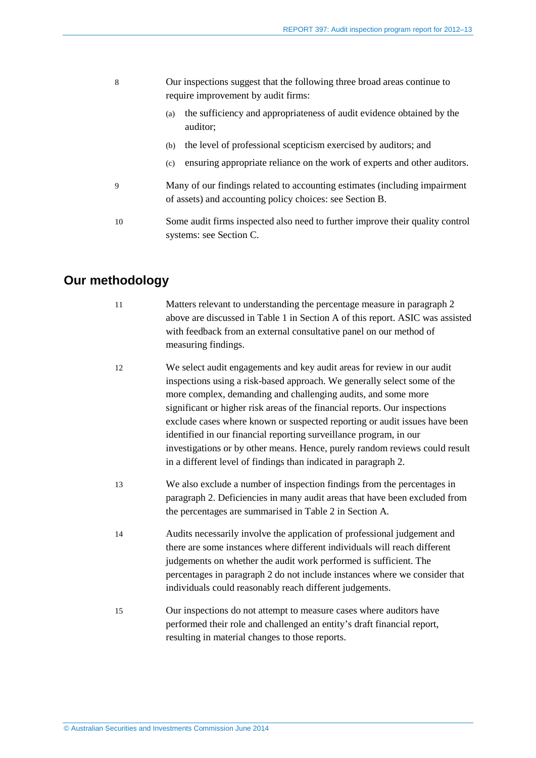8 Our inspections suggest that the following three broad areas continue to require improvement by audit firms:

(a) the sufficiency and appropriateness of audit evidence obtained by the auditor;

(b) the level of professional scepticism exercised by auditors; and

(c) ensuring appropriate reliance on the work of experts and other auditors.

9 Many of our findings related to accounting estimates (including impairment of assets) and accounting policy choices: see Section B.

10 Some audit firms inspected also need to further improve their quality control systems: see Section C.

## Our methodology

11 Matters relevant to understanding the percentage measure in paragraph 2 above are discussed in Table 1 in Section A of this report. ASIC was assisted with feedback from an external consultative panel on our method of measuring findings.

12 We select audit engagements and key audit areas for review in our audit inspections using a risk-based approach. We generally select some of the more complex, demanding and challenging audits, and some more significant or higher risk areas of the financial reports. Our inspections exclude cases where known or suspected reporting or audit issues have been identified in our financial reporting surveillance program, in our investigations or by other means. Hence, purely random reviews could result in a different level of findings than indicated in paragraph 2.

13 We also exclude a number of inspection findings from the percentages in paragraph 2. Deficiencies in many audit areas that have been excluded from the percentages are summarised in Table 2 in Section A.

14 Audits necessarily involve the application of professional judgement and there are some instances where different individuals will reach different judgements on whether the audit work performed is sufficient. The percentages in paragraph 2 do not include instances where we consider that individuals could reasonably reach different judgements.

15 Our inspections do not attempt to measure cases where auditors have performed their role and challenged an entity's draft financial report, resulting in material changes to those reports.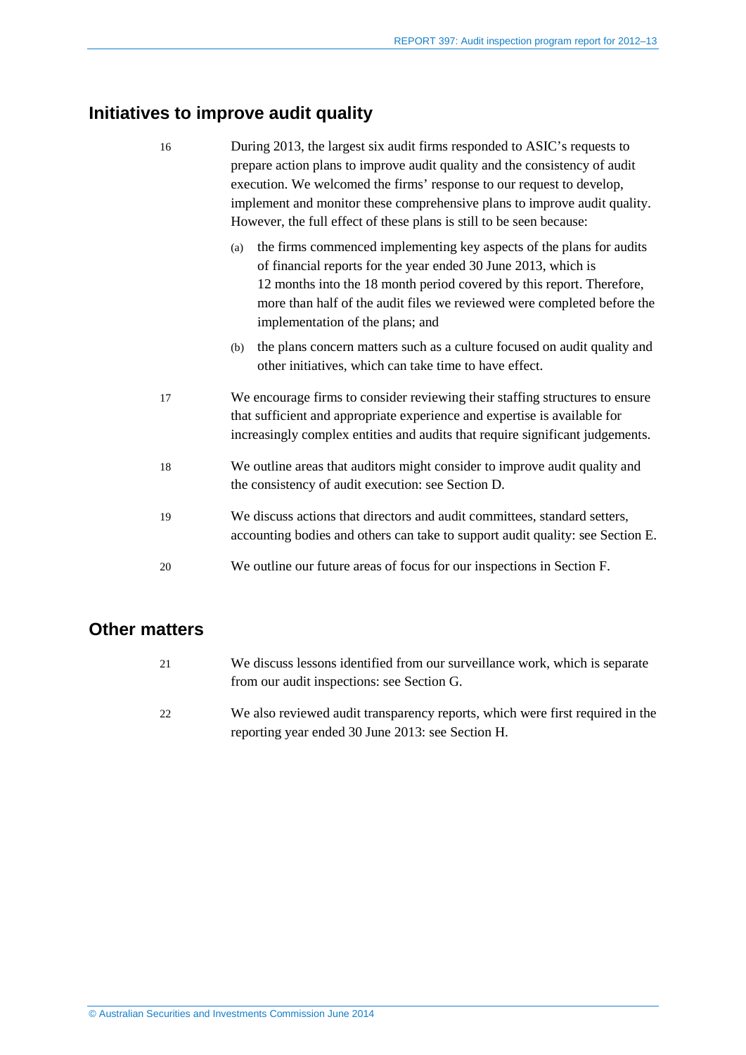## Initiatives to improve audit quality

16 During 2013, the largest six audit firms responded to ASIC's requests to prepare action plans to improve audit quality and the consistency of audit execution. We welcomed the firms' response to our request to develop, implement and monitor these comprehensive plans to improve audit quality. However, the full effect of these plans is still to be seen because:

(a) the firms commenced implementing key aspects of the plans for audits of financial reports for the year ended 30 June 2013, which is 12 months into the 18 month period covered by this report. Therefore, more than half of the audit files we reviewed were completed before the implementation of the plans; and

(b) the plans concern matters such as a culture focused on audit quality and other initiatives, which can take time to have effect.

17 We encourage firms to consider reviewing their staffing structures to ensure that sufficient and appropriate experience and expertise is available for increasingly complex entities and audits that require significant judgements.

18 We outline areas that auditors might consider to improve audit quality and the consistency of audit execution: see Section D.

19 We discuss actions that directors and audit committees, standard setters, accounting bodies and others can take to support audit quality: see Section E.

20 We outline our future areas of focus for our inspections in Section F.

## Other matters

21 We discuss lessons identified from our surveillance work, which is separate from our audit inspections: see Section G.

22 We also reviewed audit transparency reports, which were first required in the reporting year ended 30 June 2013: see Section H.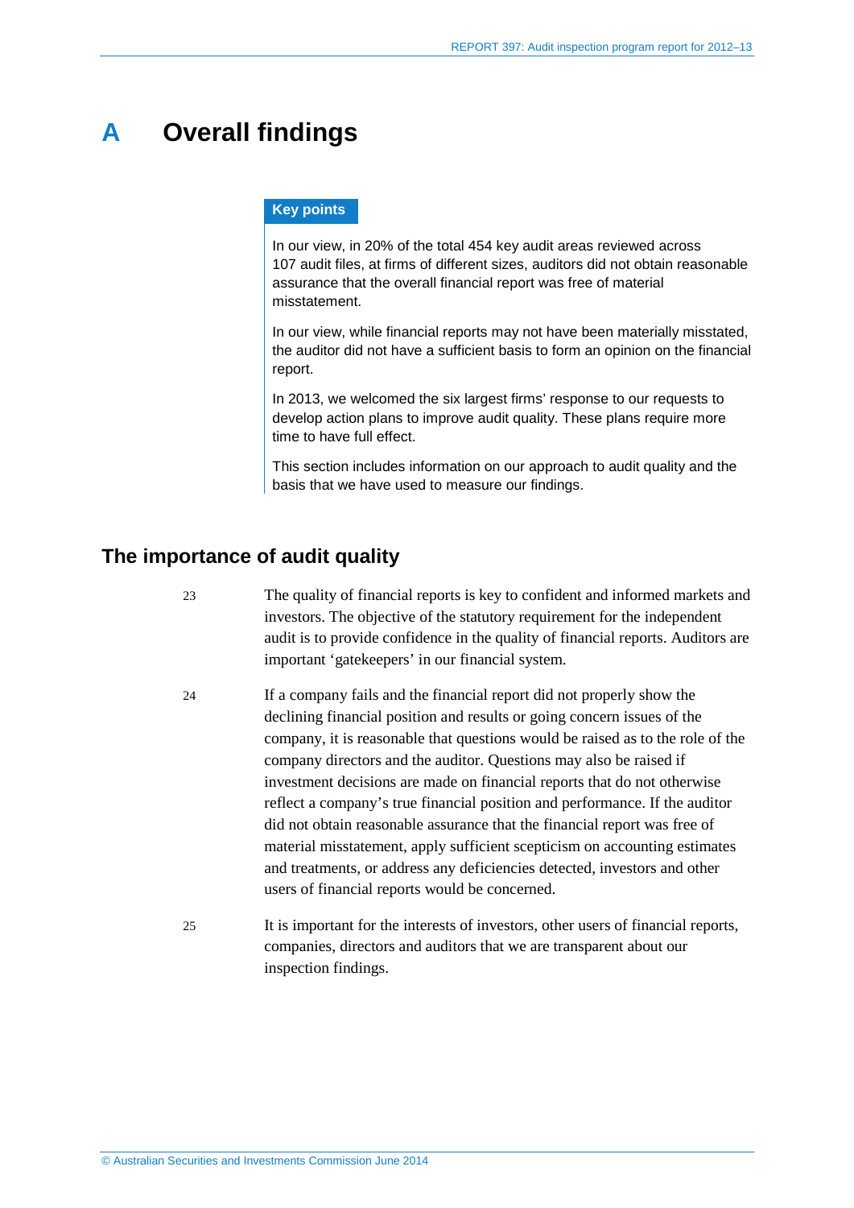# A Overall findings

**Key points**

In our view, in 20% of the total 454 key audit areas reviewed across 107 audit files, at firms of different sizes, auditors did not obtain reasonable assurance that the overall financial report was free of material misstatement.

In our view, while financial reports may not have been materially misstated, the auditor did not have a sufficient basis to form an opinion on the financial report.

In 2013, we welcomed the six largest firms' response to our requests to develop action plans to improve audit quality. These plans require more time to have full effect.

This section includes information on our approach to audit quality and the basis that we have used to measure our findings.

## The importance of audit quality

23 The quality of financial reports is key to confident and informed markets and investors. The objective of the statutory requirement for the independent audit is to provide confidence in the quality of financial reports. Auditors are important 'gatekeepers' in our financial system.

24 If a company fails and the financial report did not properly show the declining financial position and results or going concern issues of the company, it is reasonable that questions would be raised as to the role of the company directors and the auditor. Questions may also be raised if investment decisions are made on financial reports that do not otherwise reflect a company's true financial position and performance. If the auditor did not obtain reasonable assurance that the financial report was free of material misstatement, apply sufficient scepticism on accounting estimates and treatments, or address any deficiencies detected, investors and other users of financial reports would be concerned.

25 It is important for the interests of investors, other users of financial reports, companies, directors and auditors that we are transparent about our inspection findings.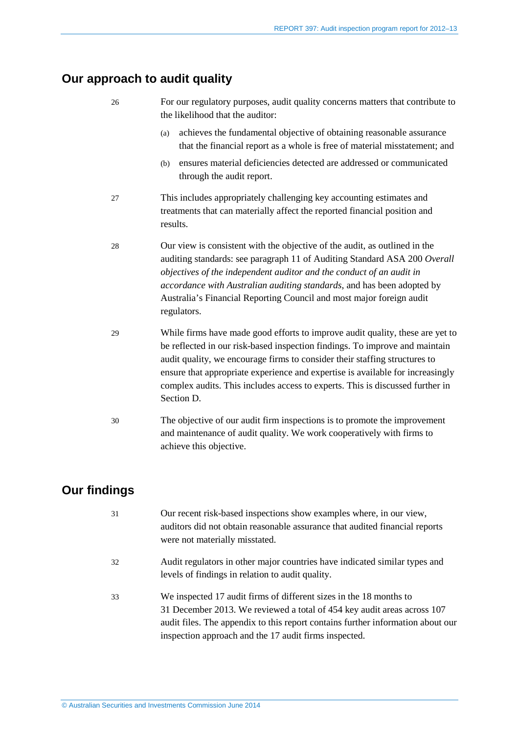## Our approach to audit quality

26 For our regulatory purposes, audit quality concerns matters that contribute to the likelihood that the auditor:

(a) achieves the fundamental objective of obtaining reasonable assurance that the financial report as a whole is free of material misstatement; and

(b) ensures material deficiencies detected are addressed or communicated through the audit report.

27 This includes appropriately challenging key accounting estimates and treatments that can materially affect the reported financial position and results.

28 Our view is consistent with the objective of the audit, as outlined in the auditing standards: see paragraph 11 of Auditing Standard ASA 200 *Overall objectives of the independent auditor and the conduct of an audit in accordance with Australian auditing standards*, and has been adopted by Australia's Financial Reporting Council and most major foreign audit regulators.

29 While firms have made good efforts to improve audit quality, these are yet to be reflected in our risk-based inspection findings. To improve and maintain audit quality, we encourage firms to consider their staffing structures to ensure that appropriate experience and expertise is available for increasingly complex audits. This includes access to experts. This is discussed further in Section D.

30 The objective of our audit firm inspections is to promote the improvement and maintenance of audit quality. We work cooperatively with firms to achieve this objective.

## Our findings

31 Our recent risk-based inspections show examples where, in our view, auditors did not obtain reasonable assurance that audited financial reports were not materially misstated.

32 Audit regulators in other major countries have indicated similar types and levels of findings in relation to audit quality.

33 We inspected 17 audit firms of different sizes in the 18 months to 31 December 2013. We reviewed a total of 454 key audit areas across 107 audit files. The appendix to this report contains further information about our inspection approach and the 17 audit firms inspected.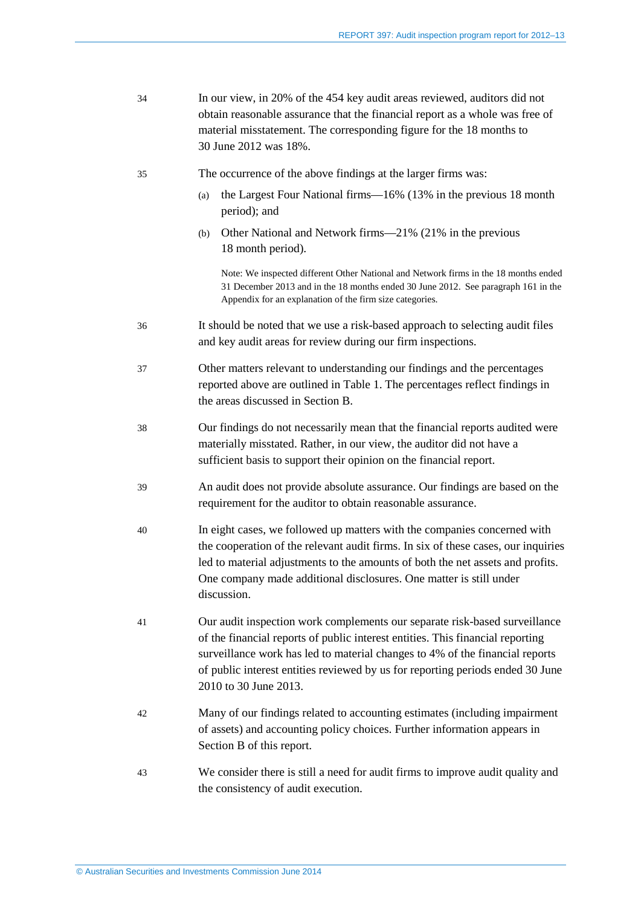34 In our view, in 20% of the 454 key audit areas reviewed, auditors did not obtain reasonable assurance that the financial report as a whole was free of material misstatement. The corresponding figure for the 18 months to 30 June 2012 was 18%.

35 The occurrence of the above findings at the larger firms was:

(a) the Largest Four National firms—16% (13% in the previous 18 month period); and

(b) Other National and Network firms—21% (21% in the previous 18 month period).

Note: We inspected different Other National and Network firms in the 18 months ended 31 December 2013 and in the 18 months ended 30 June 2012. See paragraph 161 in the Appendix for an explanation of the firm size categories.

36 It should be noted that we use a risk-based approach to selecting audit files and key audit areas for review during our firm inspections.

37 Other matters relevant to understanding our findings and the percentages reported above are outlined in Table 1. The percentages reflect findings in the areas discussed in Section B.

38 Our findings do not necessarily mean that the financial reports audited were materially misstated. Rather, in our view, the auditor did not have a sufficient basis to support their opinion on the financial report.

39 An audit does not provide absolute assurance. Our findings are based on the requirement for the auditor to obtain reasonable assurance.

40 In eight cases, we followed up matters with the companies concerned with the cooperation of the relevant audit firms. In six of these cases, our inquiries led to material adjustments to the amounts of both the net assets and profits. One company made additional disclosures. One matter is still under discussion.

41 Our audit inspection work complements our separate risk-based surveillance of the financial reports of public interest entities. This financial reporting surveillance work has led to material changes to 4% of the financial reports of public interest entities reviewed by us for reporting periods ended 30 June 2010 to 30 June 2013.

42 Many of our findings related to accounting estimates (including impairment of assets) and accounting policy choices. Further information appears in Section B of this report.

43 We consider there is still a need for audit firms to improve audit quality and the consistency of audit execution.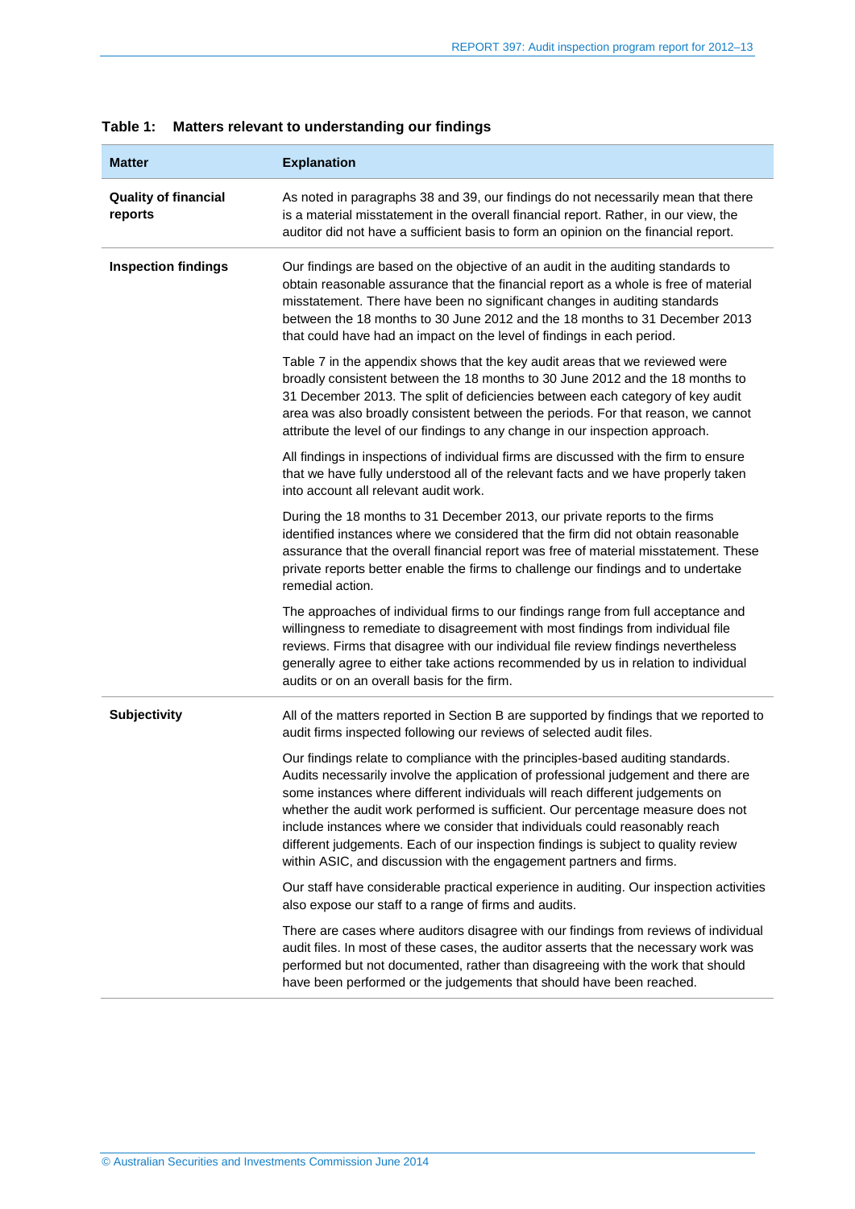**Table 1: Matters relevant to understanding our findings**

| Matter | Explanation |
|---|---|
| **Quality of financial reports** | As noted in paragraphs 38 and 39, our findings do not necessarily mean that there is a material misstatement in the overall financial report. Rather, in our view, the auditor did not have a sufficient basis to form an opinion on the financial report. |
| **Inspection findings** | Our findings are based on the objective of an audit in the auditing standards to obtain reasonable assurance that the financial report as a whole is free of material misstatement. There have been no significant changes in auditing standards between the 18 months to 30 June 2012 and the 18 months to 31 December 2013 that could have had an impact on the level of findings in each period.<br><br>Table 7 in the appendix shows that the key audit areas that we reviewed were broadly consistent between the 18 months to 30 June 2012 and the 18 months to 31 December 2013. The split of deficiencies between each category of key audit area was also broadly consistent between the periods. For that reason, we cannot attribute the level of our findings to any change in our inspection approach.<br><br>All findings in inspections of individual firms are discussed with the firm to ensure that we have fully understood all of the relevant facts and we have properly taken into account all relevant audit work.<br><br>During the 18 months to 31 December 2013, our private reports to the firms identified instances where we considered that the firm did not obtain reasonable assurance that the overall financial report was free of material misstatement. These private reports better enable the firms to challenge our findings and to undertake remedial action.<br><br>The approaches of individual firms to our findings range from full acceptance and willingness to remediate to disagreement with most findings from individual file reviews. Firms that disagree with our individual file review findings nevertheless generally agree to either take actions recommended by us in relation to individual audits or on an overall basis for the firm. |
| **Subjectivity** | All of the matters reported in Section B are supported by findings that we reported to audit firms inspected following our reviews of selected audit files.<br><br>Our findings relate to compliance with the principles-based auditing standards. Audits necessarily involve the application of professional judgement and there are some instances where different individuals will reach different judgements on whether the audit work performed is sufficient. Our percentage measure does not include instances where we consider that individuals could reasonably reach different judgements. Each of our inspection findings is subject to quality review within ASIC, and discussion with the engagement partners and firms.<br><br>Our staff have considerable practical experience in auditing. Our inspection activities also expose our staff to a range of firms and audits.<br><br>There are cases where auditors disagree with our findings from reviews of individual audit files. In most of these cases, the auditor asserts that the necessary work was performed but not documented, rather than disagreeing with the work that should have been performed or the judgements that should have been reached. |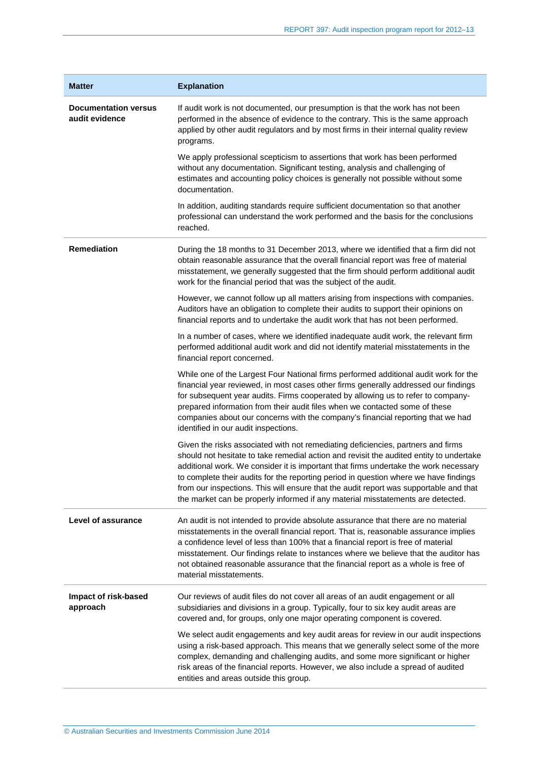| Matter | Explanation |
|---|---|
| **Documentation versus audit evidence** | If audit work is not documented, our presumption is that the work has not been performed in the absence of evidence to the contrary. This is the same approach applied by other audit regulators and by most firms in their internal quality review programs.<br><br>We apply professional scepticism to assertions that work has been performed without any documentation. Significant testing, analysis and challenging of estimates and accounting policy choices is generally not possible without some documentation.<br><br>In addition, auditing standards require sufficient documentation so that another professional can understand the work performed and the basis for the conclusions reached. |
| **Remediation** | During the 18 months to 31 December 2013, where we identified that a firm did not obtain reasonable assurance that the overall financial report was free of material misstatement, we generally suggested that the firm should perform additional audit work for the financial period that was the subject of the audit.<br><br>However, we cannot follow up all matters arising from inspections with companies. Auditors have an obligation to complete their audits to support their opinions on financial reports and to undertake the audit work that has not been performed.<br><br>In a number of cases, where we identified inadequate audit work, the relevant firm performed additional audit work and did not identify material misstatements in the financial report concerned.<br><br>While one of the Largest Four National firms performed additional audit work for the financial year reviewed, in most cases other firms generally addressed our findings for subsequent year audits. Firms cooperated by allowing us to refer to company-prepared information from their audit files when we contacted some of these companies about our concerns with the company's financial reporting that we had identified in our audit inspections.<br><br>Given the risks associated with not remediating deficiencies, partners and firms should not hesitate to take remedial action and revisit the audited entity to undertake additional work. We consider it is important that firms undertake the work necessary to complete their audits for the reporting period in question where we have findings from our inspections. This will ensure that the audit report was supportable and that the market can be properly informed if any material misstatements are detected. |
| **Level of assurance** | An audit is not intended to provide absolute assurance that there are no material misstatements in the overall financial report. That is, reasonable assurance implies a confidence level of less than 100% that a financial report is free of material misstatement. Our findings relate to instances where we believe that the auditor has not obtained reasonable assurance that the financial report as a whole is free of material misstatements. |
| **Impact of risk-based approach** | Our reviews of audit files do not cover all areas of an audit engagement or all subsidiaries and divisions in a group. Typically, four to six key audit areas are covered and, for groups, only one major operating component is covered.<br><br>We select audit engagements and key audit areas for review in our audit inspections using a risk-based approach. This means that we generally select some of the more complex, demanding and challenging audits, and some more significant or higher risk areas of the financial reports. However, we also include a spread of audited entities and areas outside this group. |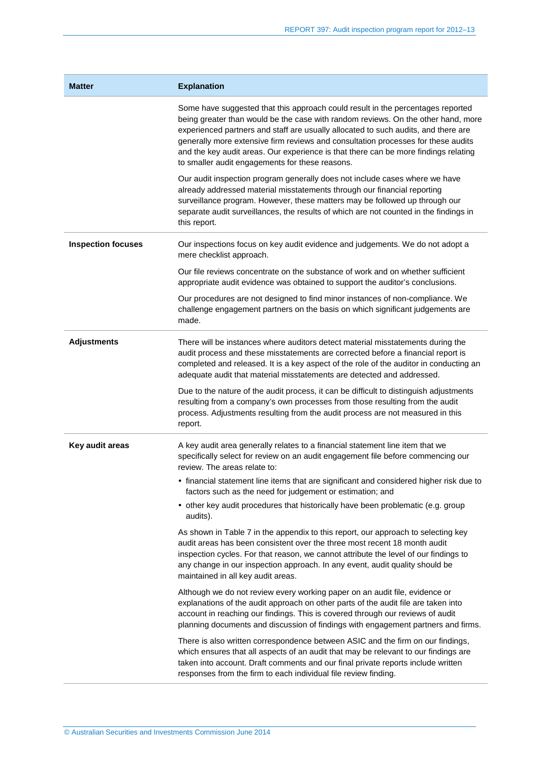| Matter | Explanation |
| --- | --- |
| | Some have suggested that this approach could result in the percentages reported being greater than would be the case with random reviews. On the other hand, more experienced partners and staff are usually allocated to such audits, and there are generally more extensive firm reviews and consultation processes for these audits and the key audit areas. Our experience is that there can be more findings relating to smaller audit engagements for these reasons.<br><br>Our audit inspection program generally does not include cases where we have already addressed material misstatements through our financial reporting surveillance program. However, these matters may be followed up through our separate audit surveillances, the results of which are not counted in the findings in this report. |
| **Inspection focuses** | Our inspections focus on key audit evidence and judgements. We do not adopt a mere checklist approach.<br><br>Our file reviews concentrate on the substance of work and on whether sufficient appropriate audit evidence was obtained to support the auditor's conclusions.<br><br>Our procedures are not designed to find minor instances of non-compliance. We challenge engagement partners on the basis on which significant judgements are made. |
| **Adjustments** | There will be instances where auditors detect material misstatements during the audit process and these misstatements are corrected before a financial report is completed and released. It is a key aspect of the role of the auditor in conducting an adequate audit that material misstatements are detected and addressed.<br><br>Due to the nature of the audit process, it can be difficult to distinguish adjustments resulting from a company's own processes from those resulting from the audit process. Adjustments resulting from the audit process are not measured in this report. |
| **Key audit areas** | A key audit area generally relates to a financial statement line item that we specifically select for review on an audit engagement file before commencing our review. The areas relate to:<br>• financial statement line items that are significant and considered higher risk due to factors such as the need for judgement or estimation; and<br>• other key audit procedures that historically have been problematic (e.g. group audits).<br><br>As shown in Table 7 in the appendix to this report, our approach to selecting key audit areas has been consistent over the three most recent 18 month inspection cycles. For that reason, we cannot attribute the level of our findings to any change in our inspection approach. In any event, audit quality should be maintained in all key audit areas.<br><br>Although we do not review every working paper on an audit file, evidence or explanations of the audit approach on other parts of the audit file are taken into account in reaching our findings. This is covered through our reviews of audit planning documents and discussion of findings with engagement partners and firms.<br><br>There is also written correspondence between ASIC and the firm on our findings, which ensures that all aspects of an audit that may be relevant to our findings are taken into account. Draft comments and our final private reports include written responses from the firm to each individual file review finding. |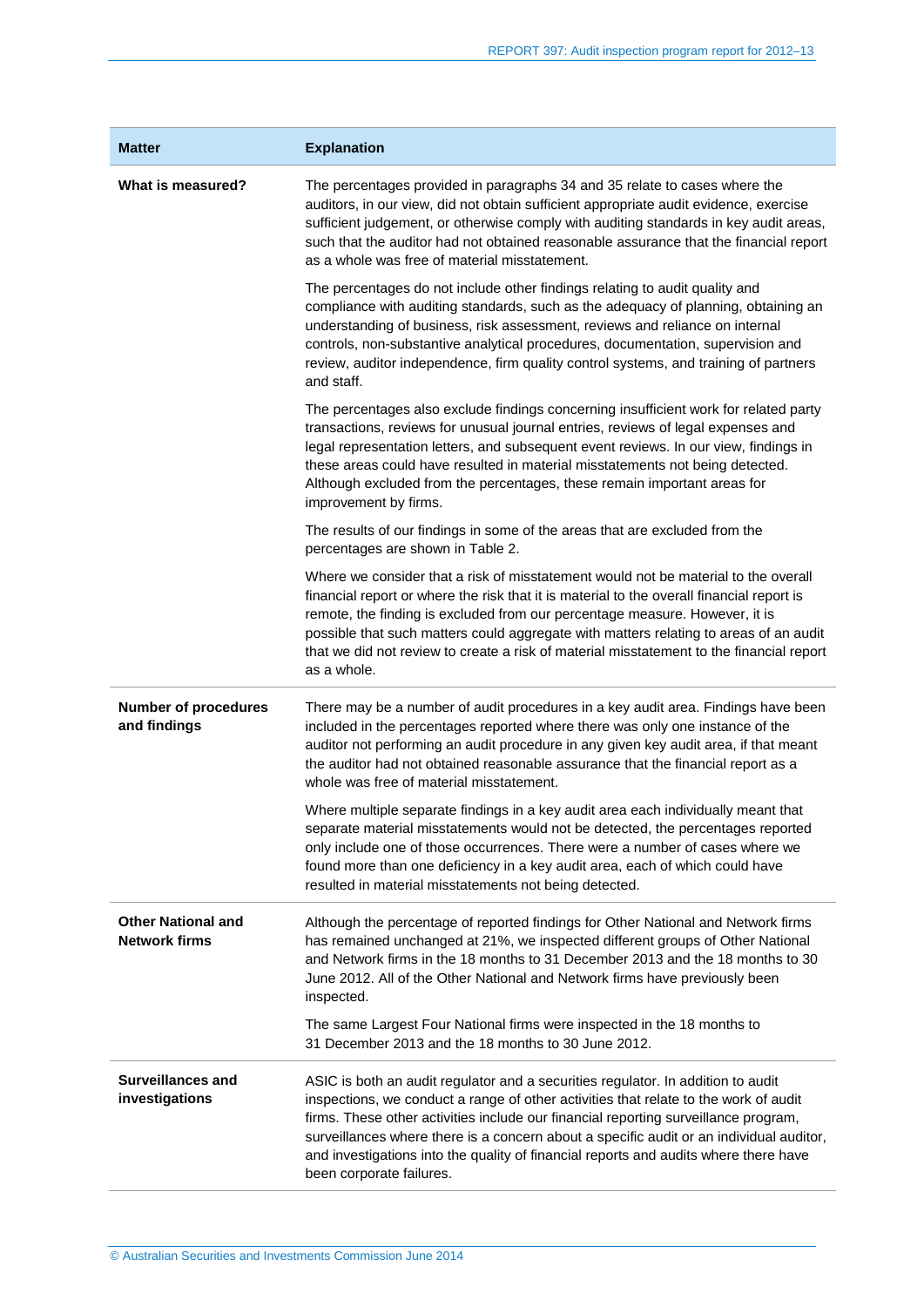| Matter | Explanation |
| --- | --- |
| **What is measured?** | The percentages provided in paragraphs 34 and 35 relate to cases where the auditors, in our view, did not obtain sufficient appropriate audit evidence, exercise sufficient judgement, or otherwise comply with auditing standards in key audit areas, such that the auditor had not obtained reasonable assurance that the financial report as a whole was free of material misstatement.<br><br>The percentages do not include other findings relating to audit quality and compliance with auditing standards, such as the adequacy of planning, obtaining an understanding of business, risk assessment, reviews and reliance on internal controls, non-substantive analytical procedures, documentation, supervision and review, auditor independence, firm quality control systems, and training of partners and staff.<br><br>The percentages also exclude findings concerning insufficient work for related party transactions, reviews for unusual journal entries, reviews of legal expenses and legal representation letters, and subsequent event reviews. In our view, findings in these areas could have resulted in material misstatements not being detected. Although excluded from the percentages, these remain important areas for improvement by firms.<br><br>The results of our findings in some of the areas that are excluded from the percentages are shown in Table 2.<br><br>Where we consider that a risk of misstatement would not be material to the overall financial report or where the risk that it is material to the overall financial report is remote, the finding is excluded from our percentage measure. However, it is possible that such matters could aggregate with matters relating to areas of an audit that we did not review to create a risk of material misstatement to the financial report as a whole. |
| **Number of procedures and findings** | There may be a number of audit procedures in a key audit area. Findings have been included in the percentages reported where there was only one instance of the auditor not performing an audit procedure in any given key audit area, if that meant the auditor had not obtained reasonable assurance that the financial report as a whole was free of material misstatement.<br><br>Where multiple separate findings in a key audit area each individually meant that separate material misstatements would not be detected, the percentages reported only include one of those occurrences. There were a number of cases where we found more than one deficiency in a key audit area, each of which could have resulted in material misstatements not being detected. |
| **Other National and Network firms** | Although the percentage of reported findings for Other National and Network firms has remained unchanged at 21%, we inspected different groups of Other National and Network firms in the 18 months to 31 December 2013 and the 18 months to 30 June 2012. All of the Other National and Network firms have previously been inspected.<br><br>The same Largest Four National firms were inspected in the 18 months to 31 December 2013 and the 18 months to 30 June 2012. |
| **Surveillances and investigations** | ASIC is both an audit regulator and a securities regulator. In addition to audit inspections, we conduct a range of other activities that relate to the work of audit firms. These other activities include our financial reporting surveillance program, surveillances where there is a concern about a specific audit or an individual auditor, and investigations into the quality of financial reports and audits where there have been corporate failures. |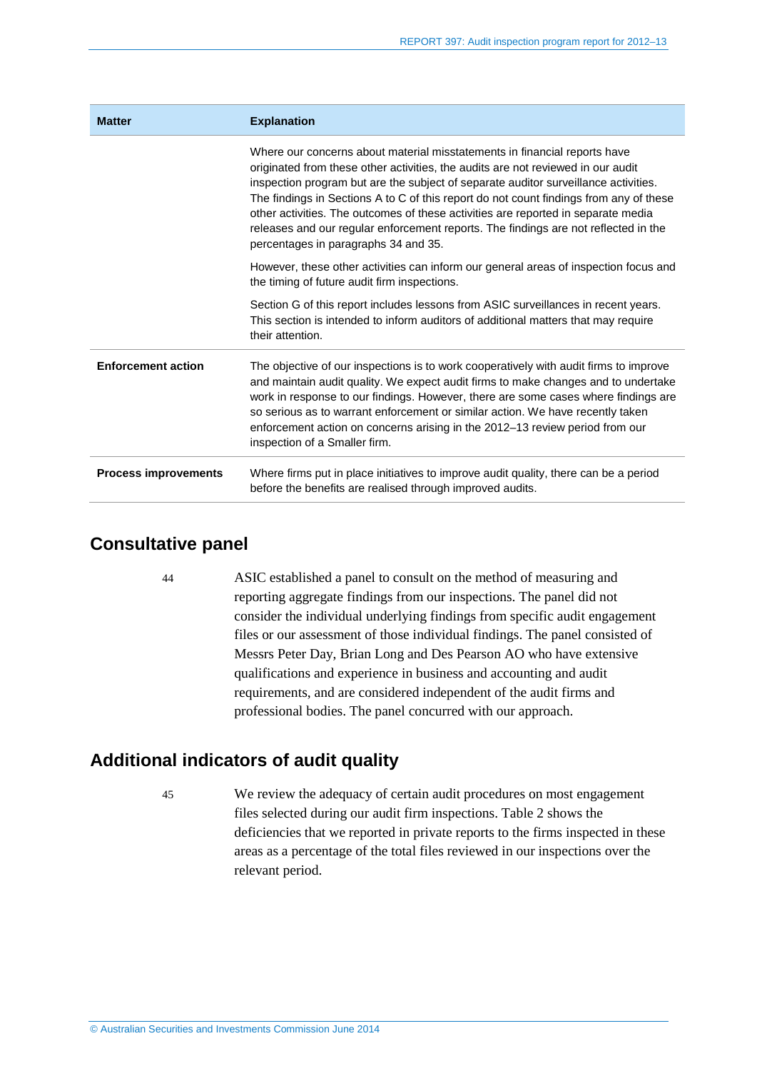| Matter | Explanation |
|---|---|
| | Where our concerns about material misstatements in financial reports have originated from these other activities, the audits are not reviewed in our audit inspection program but are the subject of separate auditor surveillance activities. The findings in Sections A to C of this report do not count findings from any of these other activities. The outcomes of these activities are reported in separate media releases and our regular enforcement reports. The findings are not reflected in the percentages in paragraphs 34 and 35.<br><br>However, these other activities can inform our general areas of inspection focus and the timing of future audit firm inspections.<br><br>Section G of this report includes lessons from ASIC surveillances in recent years. This section is intended to inform auditors of additional matters that may require their attention. |
| **Enforcement action** | The objective of our inspections is to work cooperatively with audit firms to improve and maintain audit quality. We expect audit firms to make changes and to undertake work in response to our findings. However, there are some cases where findings are so serious as to warrant enforcement or similar action. We have recently taken enforcement action on concerns arising in the 2012–13 review period from our inspection of a Smaller firm. |
| **Process improvements** | Where firms put in place initiatives to improve audit quality, there can be a period before the benefits are realised through improved audits. |

## Consultative panel

44 ASIC established a panel to consult on the method of measuring and reporting aggregate findings from our inspections. The panel did not consider the individual underlying findings from specific audit engagement files or our assessment of those individual findings. The panel consisted of Messrs Peter Day, Brian Long and Des Pearson AO who have extensive qualifications and experience in business and accounting and audit requirements, and are considered independent of the audit firms and professional bodies. The panel concurred with our approach.

## Additional indicators of audit quality

45 We review the adequacy of certain audit procedures on most engagement files selected during our audit firm inspections. Table 2 shows the deficiencies that we reported in private reports to the firms inspected in these areas as a percentage of the total files reviewed in our inspections over the relevant period.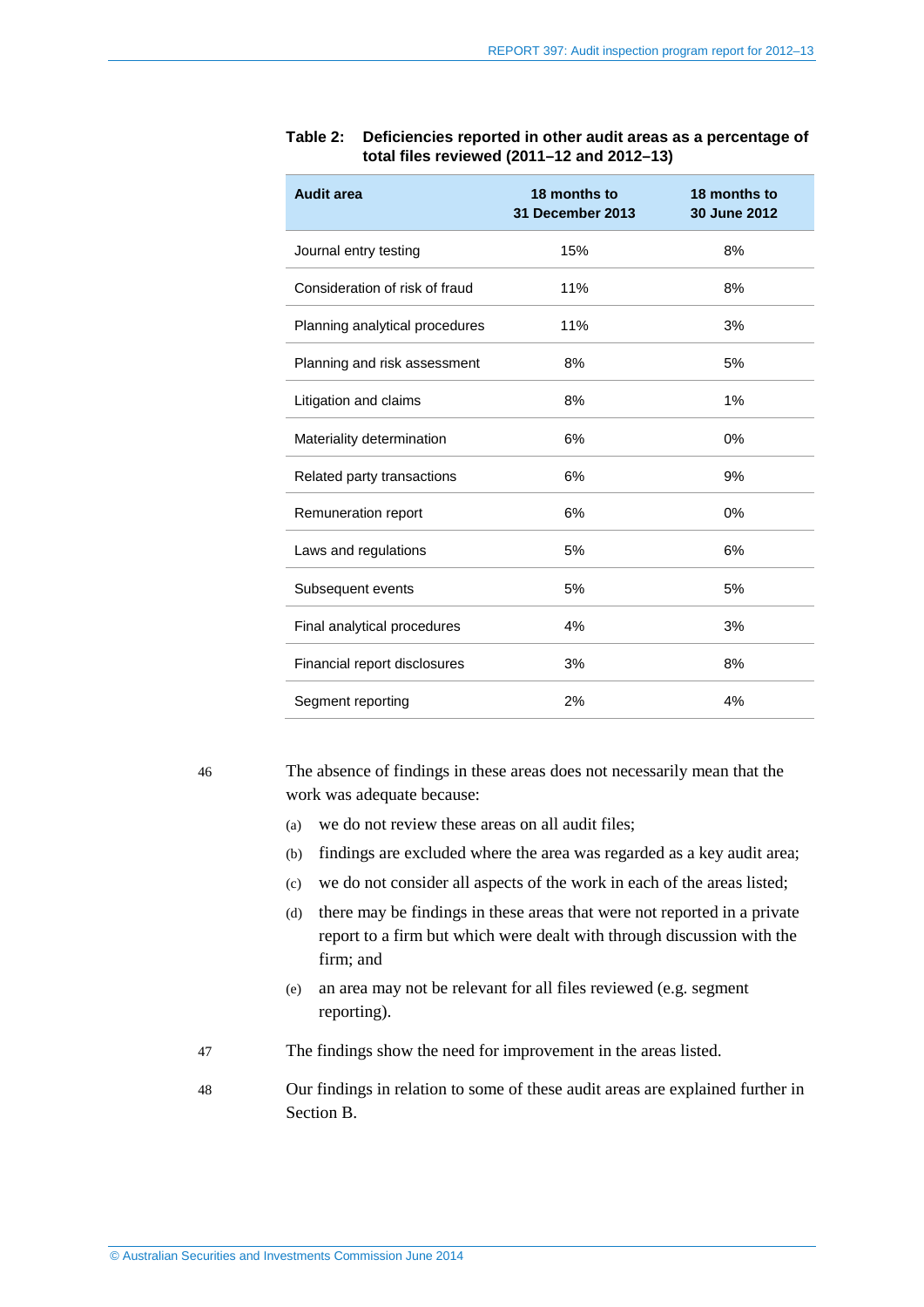**Table 2: Deficiencies reported in other audit areas as a percentage of total files reviewed (2011–12 and 2012–13)**

| Audit area | 18 months to 31 December 2013 | 18 months to 30 June 2012 |
|---|---|---|
| Journal entry testing | 15% | 8% |
| Consideration of risk of fraud | 11% | 8% |
| Planning analytical procedures | 11% | 3% |
| Planning and risk assessment | 8% | 5% |
| Litigation and claims | 8% | 1% |
| Materiality determination | 6% | 0% |
| Related party transactions | 6% | 9% |
| Remuneration report | 6% | 0% |
| Laws and regulations | 5% | 6% |
| Subsequent events | 5% | 5% |
| Final analytical procedures | 4% | 3% |
| Financial report disclosures | 3% | 8% |
| Segment reporting | 2% | 4% |

46 The absence of findings in these areas does not necessarily mean that the work was adequate because:

(a) we do not review these areas on all audit files;

(b) findings are excluded where the area was regarded as a key audit area;

(c) we do not consider all aspects of the work in each of the areas listed;

(d) there may be findings in these areas that were not reported in a private report to a firm but which were dealt with through discussion with the firm; and

(e) an area may not be relevant for all files reviewed (e.g. segment reporting).

47 The findings show the need for improvement in the areas listed.

48 Our findings in relation to some of these audit areas are explained further in Section B.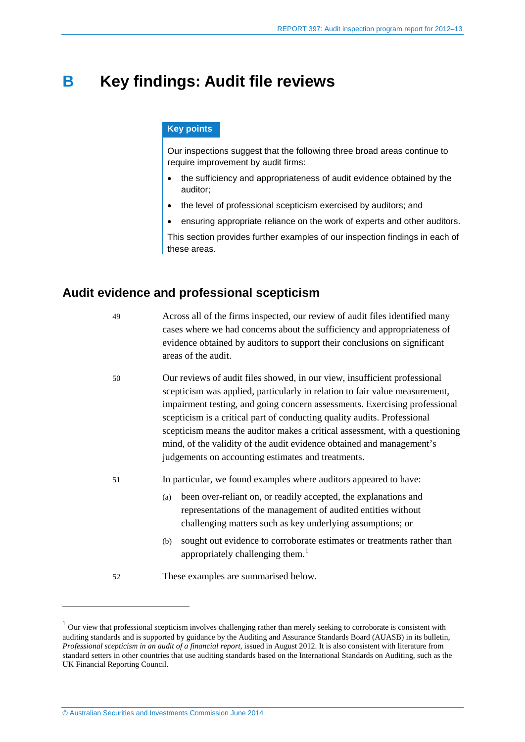# B Key findings: Audit file reviews

**Key points**

Our inspections suggest that the following three broad areas continue to require improvement by audit firms:

- the sufficiency and appropriateness of audit evidence obtained by the auditor;
- the level of professional scepticism exercised by auditors; and
- ensuring appropriate reliance on the work of experts and other auditors.

This section provides further examples of our inspection findings in each of these areas.

## Audit evidence and professional scepticism

49 Across all of the firms inspected, our review of audit files identified many cases where we had concerns about the sufficiency and appropriateness of evidence obtained by auditors to support their conclusions on significant areas of the audit.

50 Our reviews of audit files showed, in our view, insufficient professional scepticism was applied, particularly in relation to fair value measurement, impairment testing, and going concern assessments. Exercising professional scepticism is a critical part of conducting quality audits. Professional scepticism means the auditor makes a critical assessment, with a questioning mind, of the validity of the audit evidence obtained and management's judgements on accounting estimates and treatments.

51 In particular, we found examples where auditors appeared to have:

(a) been over-reliant on, or readily accepted, the explanations and representations of the management of audited entities without challenging matters such as key underlying assumptions; or

(b) sought out evidence to corroborate estimates or treatments rather than appropriately challenging them.[1]

52 These examples are summarised below.

[1] Our view that professional scepticism involves challenging rather than merely seeking to corroborate is consistent with auditing standards and is supported by guidance by the Auditing and Assurance Standards Board (AUASB) in its bulletin, *Professional scepticism in an audit of a financial report*, issued in August 2012. It is also consistent with literature from standard setters in other countries that use auditing standards based on the International Standards on Auditing, such as the UK Financial Reporting Council.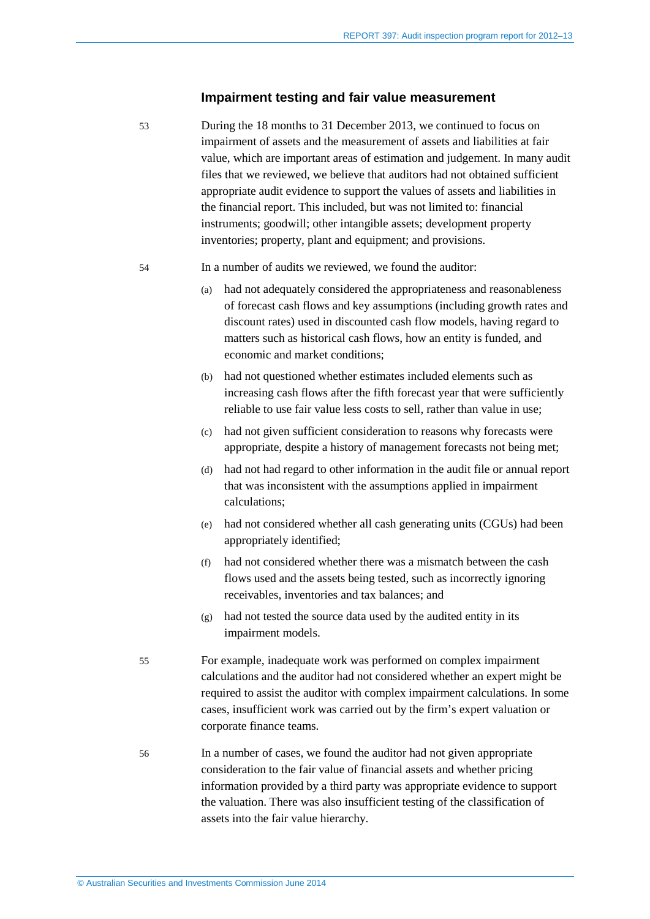### Impairment testing and fair value measurement

53 During the 18 months to 31 December 2013, we continued to focus on impairment of assets and the measurement of assets and liabilities at fair value, which are important areas of estimation and judgement. In many audit files that we reviewed, we believe that auditors had not obtained sufficient appropriate audit evidence to support the values of assets and liabilities in the financial report. This included, but was not limited to: financial instruments; goodwill; other intangible assets; development property inventories; property, plant and equipment; and provisions.

54 In a number of audits we reviewed, we found the auditor:

(a) had not adequately considered the appropriateness and reasonableness of forecast cash flows and key assumptions (including growth rates and discount rates) used in discounted cash flow models, having regard to matters such as historical cash flows, how an entity is funded, and economic and market conditions;

(b) had not questioned whether estimates included elements such as increasing cash flows after the fifth forecast year that were sufficiently reliable to use fair value less costs to sell, rather than value in use;

(c) had not given sufficient consideration to reasons why forecasts were appropriate, despite a history of management forecasts not being met;

(d) had not had regard to other information in the audit file or annual report that was inconsistent with the assumptions applied in impairment calculations;

(e) had not considered whether all cash generating units (CGUs) had been appropriately identified;

(f) had not considered whether there was a mismatch between the cash flows used and the assets being tested, such as incorrectly ignoring receivables, inventories and tax balances; and

(g) had not tested the source data used by the audited entity in its impairment models.

55 For example, inadequate work was performed on complex impairment calculations and the auditor had not considered whether an expert might be required to assist the auditor with complex impairment calculations. In some cases, insufficient work was carried out by the firm's expert valuation or corporate finance teams.

56 In a number of cases, we found the auditor had not given appropriate consideration to the fair value of financial assets and whether pricing information provided by a third party was appropriate evidence to support the valuation. There was also insufficient testing of the classification of assets into the fair value hierarchy.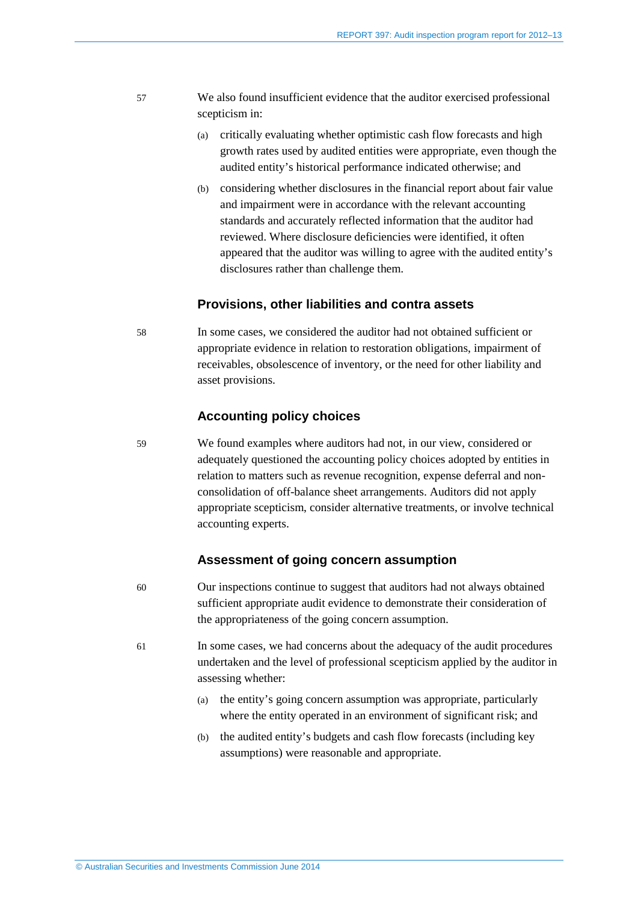57 We also found insufficient evidence that the auditor exercised professional scepticism in:

(a) critically evaluating whether optimistic cash flow forecasts and high growth rates used by audited entities were appropriate, even though the audited entity's historical performance indicated otherwise; and

(b) considering whether disclosures in the financial report about fair value and impairment were in accordance with the relevant accounting standards and accurately reflected information that the auditor had reviewed. Where disclosure deficiencies were identified, it often appeared that the auditor was willing to agree with the audited entity's disclosures rather than challenge them.

### Provisions, other liabilities and contra assets

58 In some cases, we considered the auditor had not obtained sufficient or appropriate evidence in relation to restoration obligations, impairment of receivables, obsolescence of inventory, or the need for other liability and asset provisions.

### Accounting policy choices

59 We found examples where auditors had not, in our view, considered or adequately questioned the accounting policy choices adopted by entities in relation to matters such as revenue recognition, expense deferral and non-consolidation of off-balance sheet arrangements. Auditors did not apply appropriate scepticism, consider alternative treatments, or involve technical accounting experts.

### Assessment of going concern assumption

60 Our inspections continue to suggest that auditors had not always obtained sufficient appropriate audit evidence to demonstrate their consideration of the appropriateness of the going concern assumption.

61 In some cases, we had concerns about the adequacy of the audit procedures undertaken and the level of professional scepticism applied by the auditor in assessing whether:

(a) the entity's going concern assumption was appropriate, particularly where the entity operated in an environment of significant risk; and

(b) the audited entity's budgets and cash flow forecasts (including key assumptions) were reasonable and appropriate.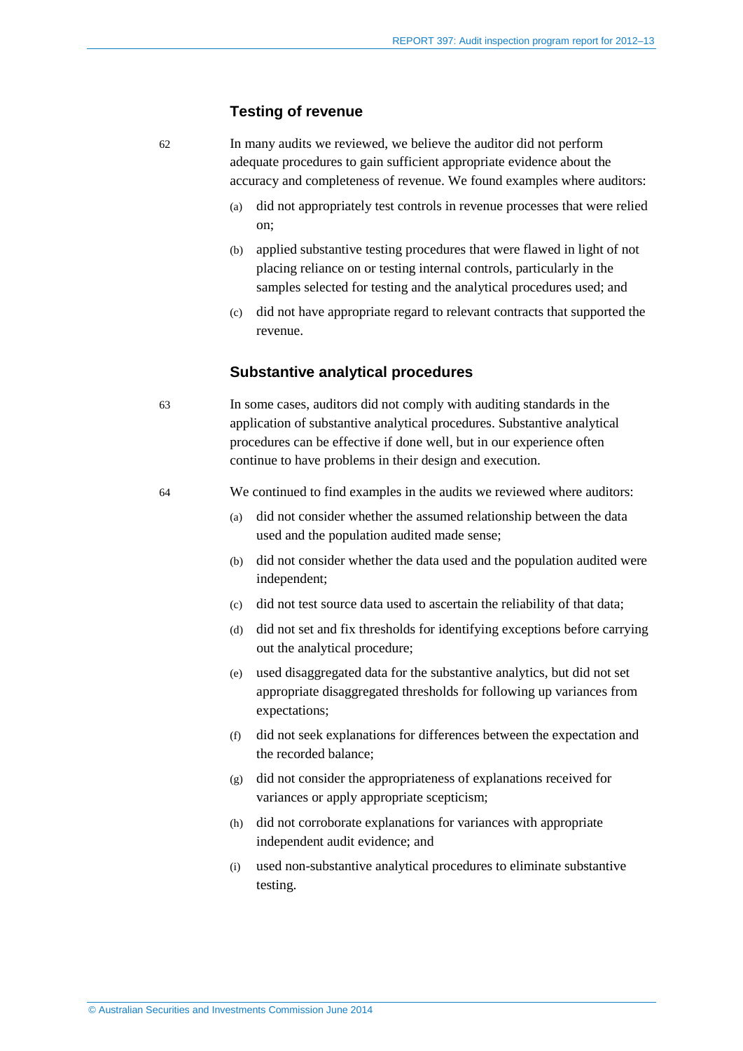### Testing of revenue

62 In many audits we reviewed, we believe the auditor did not perform adequate procedures to gain sufficient appropriate evidence about the accuracy and completeness of revenue. We found examples where auditors:

(a) did not appropriately test controls in revenue processes that were relied on;

(b) applied substantive testing procedures that were flawed in light of not placing reliance on or testing internal controls, particularly in the samples selected for testing and the analytical procedures used; and

(c) did not have appropriate regard to relevant contracts that supported the revenue.

### Substantive analytical procedures

63 In some cases, auditors did not comply with auditing standards in the application of substantive analytical procedures. Substantive analytical procedures can be effective if done well, but in our experience often continue to have problems in their design and execution.

64 We continued to find examples in the audits we reviewed where auditors:

(a) did not consider whether the assumed relationship between the data used and the population audited made sense;

(b) did not consider whether the data used and the population audited were independent;

(c) did not test source data used to ascertain the reliability of that data;

(d) did not set and fix thresholds for identifying exceptions before carrying out the analytical procedure;

(e) used disaggregated data for the substantive analytics, but did not set appropriate disaggregated thresholds for following up variances from expectations;

(f) did not seek explanations for differences between the expectation and the recorded balance;

(g) did not consider the appropriateness of explanations received for variances or apply appropriate scepticism;

(h) did not corroborate explanations for variances with appropriate independent audit evidence; and

(i) used non-substantive analytical procedures to eliminate substantive testing.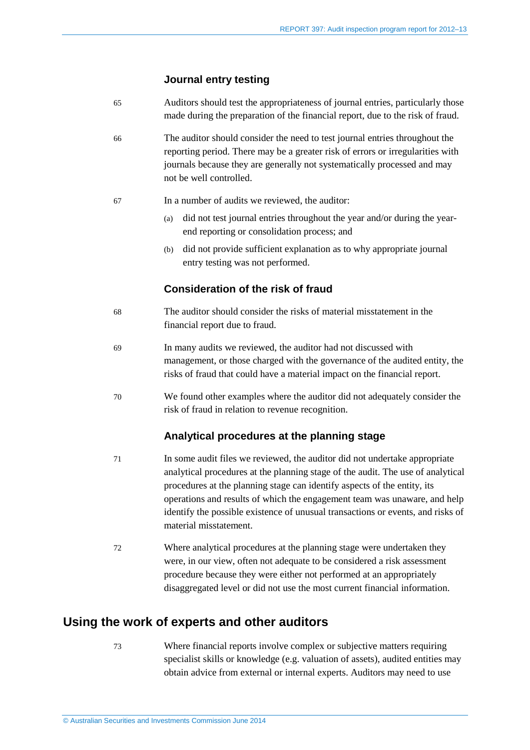### Journal entry testing

65 Auditors should test the appropriateness of journal entries, particularly those made during the preparation of the financial report, due to the risk of fraud.

66 The auditor should consider the need to test journal entries throughout the reporting period. There may be a greater risk of errors or irregularities with journals because they are generally not systematically processed and may not be well controlled.

67 In a number of audits we reviewed, the auditor:

(a) did not test journal entries throughout the year and/or during the year-end reporting or consolidation process; and

(b) did not provide sufficient explanation as to why appropriate journal entry testing was not performed.

### Consideration of the risk of fraud

68 The auditor should consider the risks of material misstatement in the financial report due to fraud.

69 In many audits we reviewed, the auditor had not discussed with management, or those charged with the governance of the audited entity, the risks of fraud that could have a material impact on the financial report.

70 We found other examples where the auditor did not adequately consider the risk of fraud in relation to revenue recognition.

### Analytical procedures at the planning stage

71 In some audit files we reviewed, the auditor did not undertake appropriate analytical procedures at the planning stage of the audit. The use of analytical procedures at the planning stage can identify aspects of the entity, its operations and results of which the engagement team was unaware, and help identify the possible existence of unusual transactions or events, and risks of material misstatement.

72 Where analytical procedures at the planning stage were undertaken they were, in our view, often not adequate to be considered a risk assessment procedure because they were either not performed at an appropriately disaggregated level or did not use the most current financial information.

## Using the work of experts and other auditors

73 Where financial reports involve complex or subjective matters requiring specialist skills or knowledge (e.g. valuation of assets), audited entities may obtain advice from external or internal experts. Auditors may need to use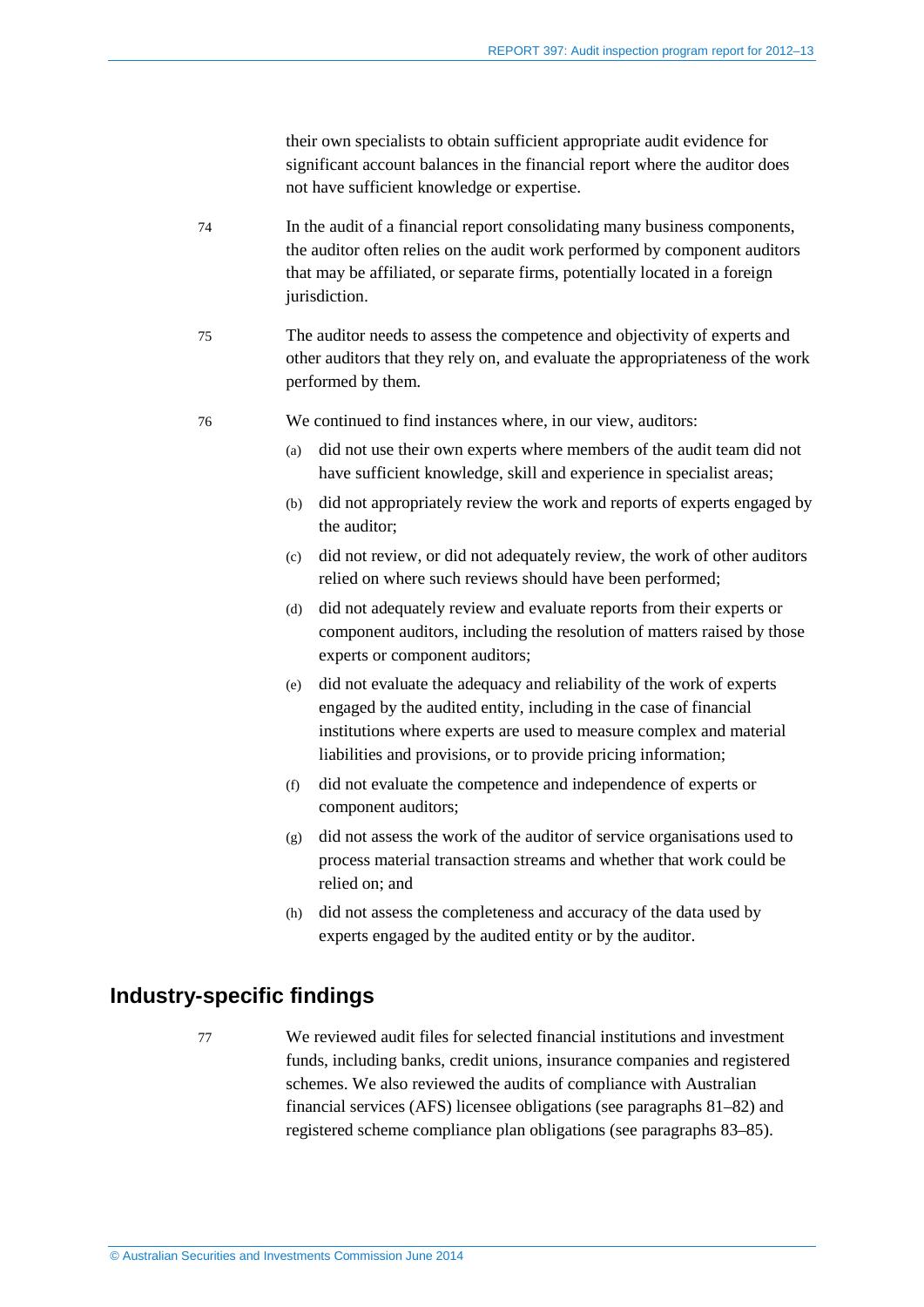their own specialists to obtain sufficient appropriate audit evidence for significant account balances in the financial report where the auditor does not have sufficient knowledge or expertise.

74 In the audit of a financial report consolidating many business components, the auditor often relies on the audit work performed by component auditors that may be affiliated, or separate firms, potentially located in a foreign jurisdiction.

75 The auditor needs to assess the competence and objectivity of experts and other auditors that they rely on, and evaluate the appropriateness of the work performed by them.

76 We continued to find instances where, in our view, auditors:

(a) did not use their own experts where members of the audit team did not have sufficient knowledge, skill and experience in specialist areas;

(b) did not appropriately review the work and reports of experts engaged by the auditor;

(c) did not review, or did not adequately review, the work of other auditors relied on where such reviews should have been performed;

(d) did not adequately review and evaluate reports from their experts or component auditors, including the resolution of matters raised by those experts or component auditors;

(e) did not evaluate the adequacy and reliability of the work of experts engaged by the audited entity, including in the case of financial institutions where experts are used to measure complex and material liabilities and provisions, or to provide pricing information;

(f) did not evaluate the competence and independence of experts or component auditors;

(g) did not assess the work of the auditor of service organisations used to process material transaction streams and whether that work could be relied on; and

(h) did not assess the completeness and accuracy of the data used by experts engaged by the audited entity or by the auditor.

## Industry-specific findings

77 We reviewed audit files for selected financial institutions and investment funds, including banks, credit unions, insurance companies and registered schemes. We also reviewed the audits of compliance with Australian financial services (AFS) licensee obligations (see paragraphs 81–82) and registered scheme compliance plan obligations (see paragraphs 83–85).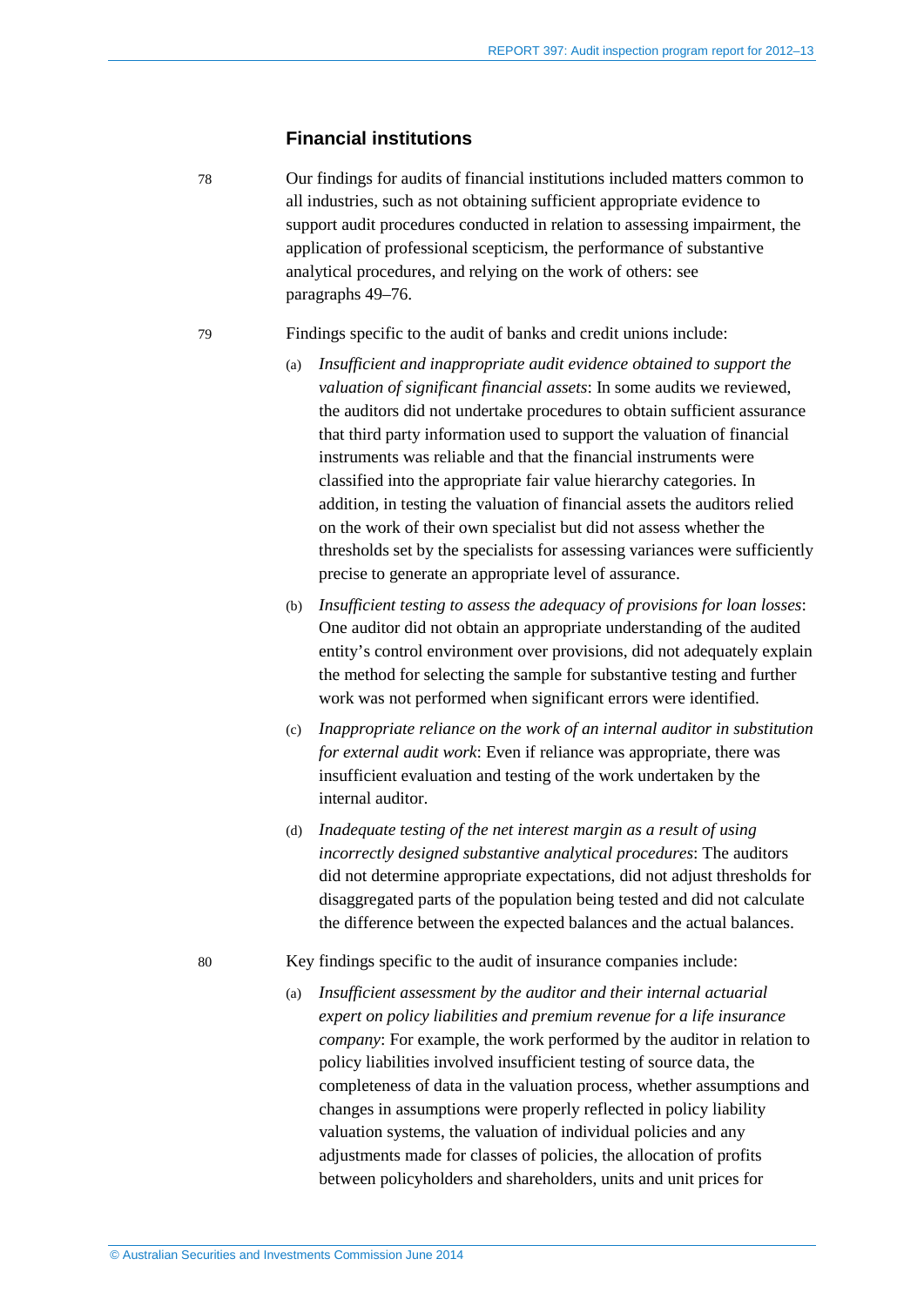### Financial institutions

78 Our findings for audits of financial institutions included matters common to all industries, such as not obtaining sufficient appropriate evidence to support audit procedures conducted in relation to assessing impairment, the application of professional scepticism, the performance of substantive analytical procedures, and relying on the work of others: see paragraphs 49–76.

79 Findings specific to the audit of banks and credit unions include:

(a) *Insufficient and inappropriate audit evidence obtained to support the valuation of significant financial assets*: In some audits we reviewed, the auditors did not undertake procedures to obtain sufficient assurance that third party information used to support the valuation of financial instruments was reliable and that the financial instruments were classified into the appropriate fair value hierarchy categories. In addition, in testing the valuation of financial assets the auditors relied on the work of their own specialist but did not assess whether the thresholds set by the specialists for assessing variances were sufficiently precise to generate an appropriate level of assurance.

(b) *Insufficient testing to assess the adequacy of provisions for loan losses*: One auditor did not obtain an appropriate understanding of the audited entity's control environment over provisions, did not adequately explain the method for selecting the sample for substantive testing and further work was not performed when significant errors were identified.

(c) *Inappropriate reliance on the work of an internal auditor in substitution for external audit work*: Even if reliance was appropriate, there was insufficient evaluation and testing of the work undertaken by the internal auditor.

(d) *Inadequate testing of the net interest margin as a result of using incorrectly designed substantive analytical procedures*: The auditors did not determine appropriate expectations, did not adjust thresholds for disaggregated parts of the population being tested and did not calculate the difference between the expected balances and the actual balances.

80 Key findings specific to the audit of insurance companies include:

(a) *Insufficient assessment by the auditor and their internal actuarial expert on policy liabilities and premium revenue for a life insurance company*: For example, the work performed by the auditor in relation to policy liabilities involved insufficient testing of source data, the completeness of data in the valuation process, whether assumptions and changes in assumptions were properly reflected in policy liability valuation systems, the valuation of individual policies and any adjustments made for classes of policies, the allocation of profits between policyholders and shareholders, units and unit prices for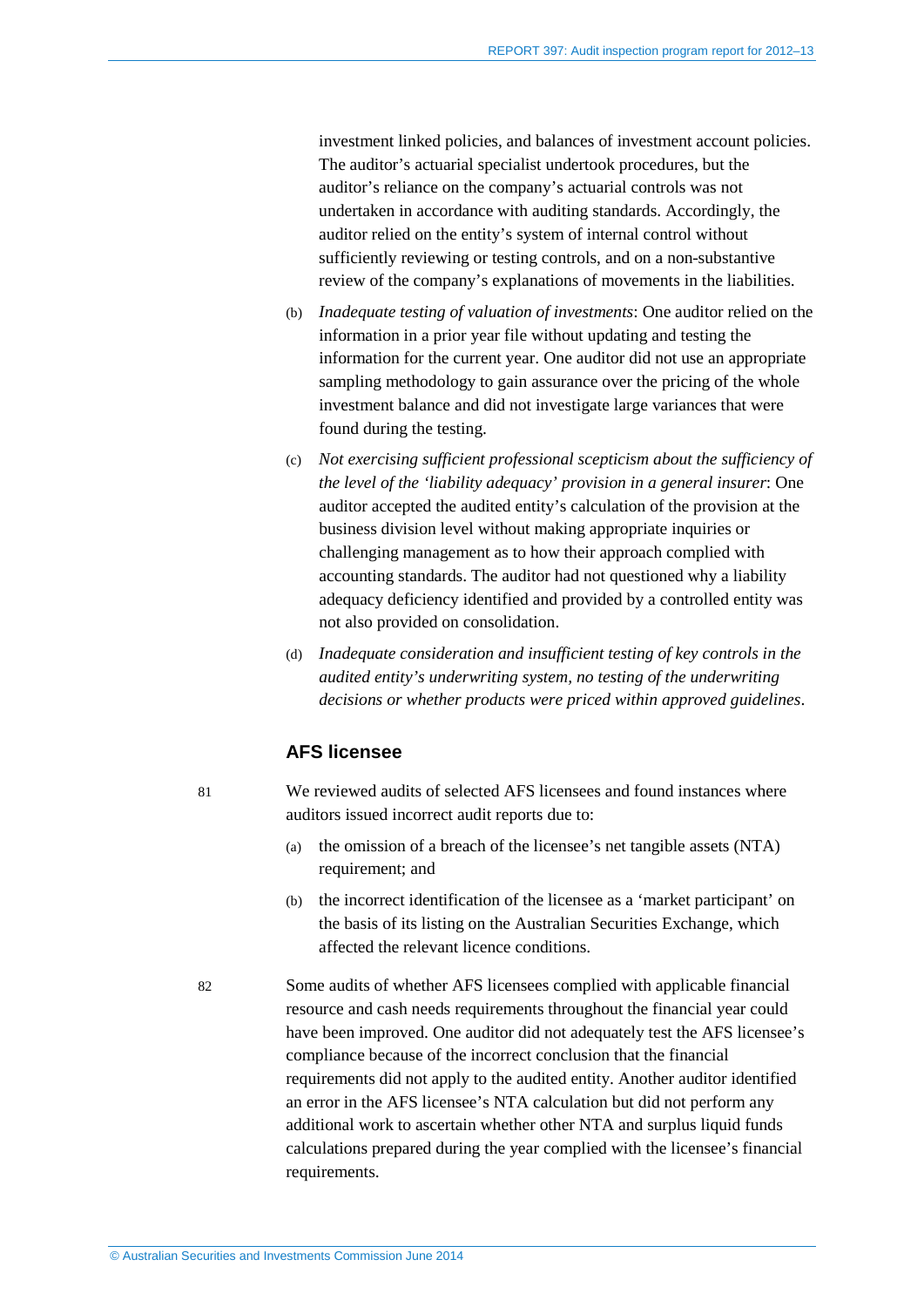investment linked policies, and balances of investment account policies. The auditor's actuarial specialist undertook procedures, but the auditor's reliance on the company's actuarial controls was not undertaken in accordance with auditing standards. Accordingly, the auditor relied on the entity's system of internal control without sufficiently reviewing or testing controls, and on a non-substantive review of the company's explanations of movements in the liabilities.

(b) *Inadequate testing of valuation of investments*: One auditor relied on the information in a prior year file without updating and testing the information for the current year. One auditor did not use an appropriate sampling methodology to gain assurance over the pricing of the whole investment balance and did not investigate large variances that were found during the testing.

(c) *Not exercising sufficient professional scepticism about the sufficiency of the level of the 'liability adequacy' provision in a general insurer*: One auditor accepted the audited entity's calculation of the provision at the business division level without making appropriate inquiries or challenging management as to how their approach complied with accounting standards. The auditor had not questioned why a liability adequacy deficiency identified and provided by a controlled entity was not also provided on consolidation.

(d) *Inadequate consideration and insufficient testing of key controls in the audited entity's underwriting system, no testing of the underwriting decisions or whether products were priced within approved guidelines*.

### AFS licensee

81 We reviewed audits of selected AFS licensees and found instances where auditors issued incorrect audit reports due to:

(a) the omission of a breach of the licensee's net tangible assets (NTA) requirement; and

(b) the incorrect identification of the licensee as a 'market participant' on the basis of its listing on the Australian Securities Exchange, which affected the relevant licence conditions.

82 Some audits of whether AFS licensees complied with applicable financial resource and cash needs requirements throughout the financial year could have been improved. One auditor did not adequately test the AFS licensee's compliance because of the incorrect conclusion that the financial requirements did not apply to the audited entity. Another auditor identified an error in the AFS licensee's NTA calculation but did not perform any additional work to ascertain whether other NTA and surplus liquid funds calculations prepared during the year complied with the licensee's financial requirements.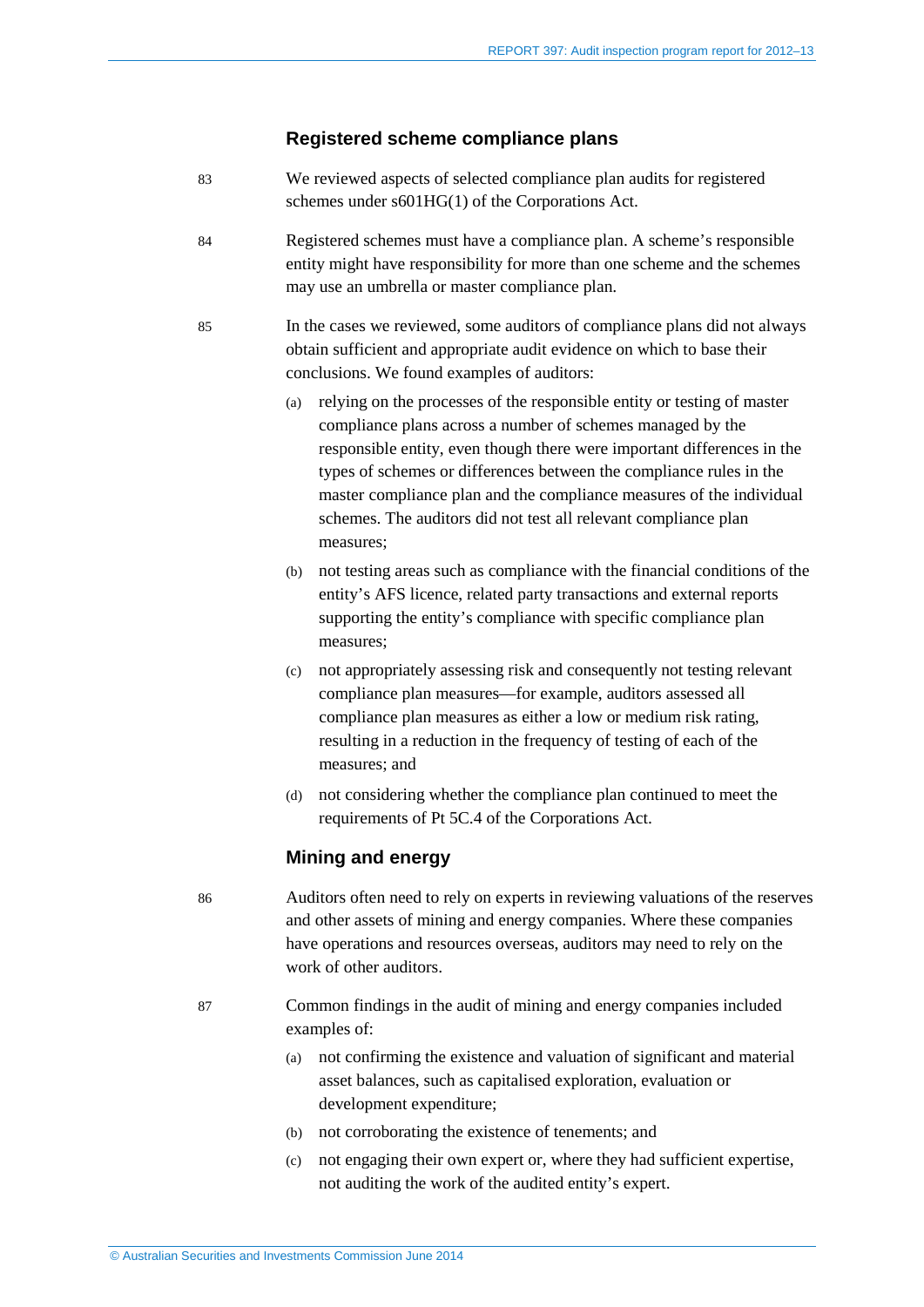### Registered scheme compliance plans

83 We reviewed aspects of selected compliance plan audits for registered schemes under s601HG(1) of the Corporations Act.

84 Registered schemes must have a compliance plan. A scheme's responsible entity might have responsibility for more than one scheme and the schemes may use an umbrella or master compliance plan.

85 In the cases we reviewed, some auditors of compliance plans did not always obtain sufficient and appropriate audit evidence on which to base their conclusions. We found examples of auditors:

(a) relying on the processes of the responsible entity or testing of master compliance plans across a number of schemes managed by the responsible entity, even though there were important differences in the types of schemes or differences between the compliance rules in the master compliance plan and the compliance measures of the individual schemes. The auditors did not test all relevant compliance plan measures;

(b) not testing areas such as compliance with the financial conditions of the entity's AFS licence, related party transactions and external reports supporting the entity's compliance with specific compliance plan measures;

(c) not appropriately assessing risk and consequently not testing relevant compliance plan measures—for example, auditors assessed all compliance plan measures as either a low or medium risk rating, resulting in a reduction in the frequency of testing of each of the measures; and

(d) not considering whether the compliance plan continued to meet the requirements of Pt 5C.4 of the Corporations Act.

### Mining and energy

86 Auditors often need to rely on experts in reviewing valuations of the reserves and other assets of mining and energy companies. Where these companies have operations and resources overseas, auditors may need to rely on the work of other auditors.

87 Common findings in the audit of mining and energy companies included examples of:

(a) not confirming the existence and valuation of significant and material asset balances, such as capitalised exploration, evaluation or development expenditure;

(b) not corroborating the existence of tenements; and

(c) not engaging their own expert or, where they had sufficient expertise, not auditing the work of the audited entity's expert.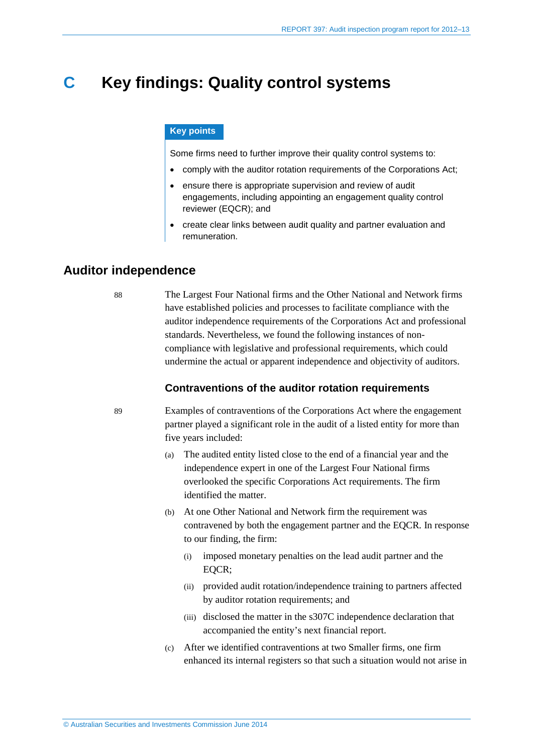# C Key findings: Quality control systems

**Key points**

Some firms need to further improve their quality control systems to:

- comply with the auditor rotation requirements of the Corporations Act;
- ensure there is appropriate supervision and review of audit engagements, including appointing an engagement quality control reviewer (EQCR); and
- create clear links between audit quality and partner evaluation and remuneration.

## Auditor independence

88 The Largest Four National firms and the Other National and Network firms have established policies and processes to facilitate compliance with the auditor independence requirements of the Corporations Act and professional standards. Nevertheless, we found the following instances of non-compliance with legislative and professional requirements, which could undermine the actual or apparent independence and objectivity of auditors.

### Contraventions of the auditor rotation requirements

89 Examples of contraventions of the Corporations Act where the engagement partner played a significant role in the audit of a listed entity for more than five years included:

(a) The audited entity listed close to the end of a financial year and the independence expert in one of the Largest Four National firms overlooked the specific Corporations Act requirements. The firm identified the matter.

(b) At one Other National and Network firm the requirement was contravened by both the engagement partner and the EQCR. In response to our finding, the firm:

   (i) imposed monetary penalties on the lead audit partner and the EQCR;

   (ii) provided audit rotation/independence training to partners affected by auditor rotation requirements; and

   (iii) disclosed the matter in the s307C independence declaration that accompanied the entity's next financial report.

(c) After we identified contraventions at two Smaller firms, one firm enhanced its internal registers so that such a situation would not arise in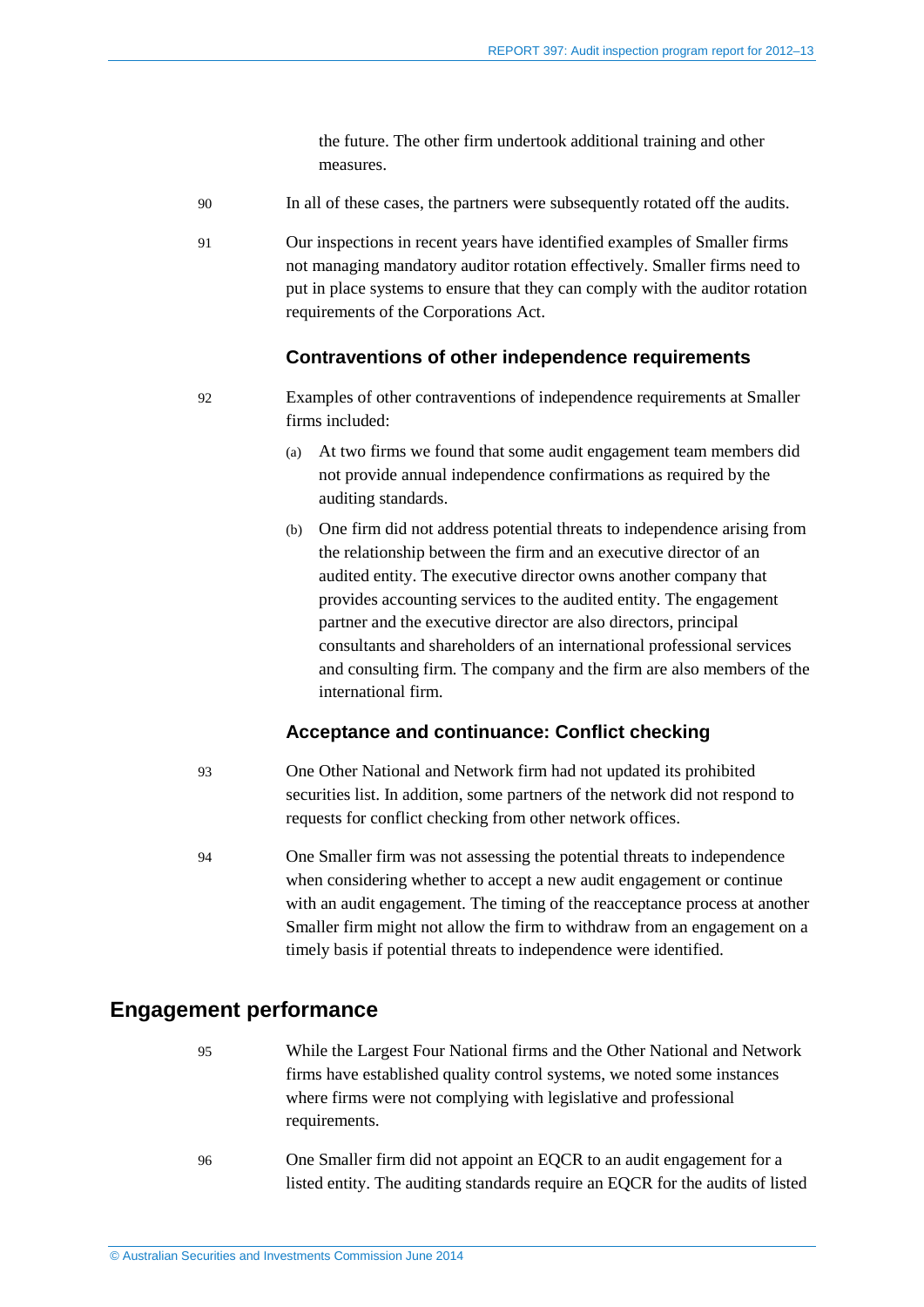the future. The other firm undertook additional training and other measures.

90 In all of these cases, the partners were subsequently rotated off the audits.

91 Our inspections in recent years have identified examples of Smaller firms not managing mandatory auditor rotation effectively. Smaller firms need to put in place systems to ensure that they can comply with the auditor rotation requirements of the Corporations Act.

### Contraventions of other independence requirements

92 Examples of other contraventions of independence requirements at Smaller firms included:

(a) At two firms we found that some audit engagement team members did not provide annual independence confirmations as required by the auditing standards.

(b) One firm did not address potential threats to independence arising from the relationship between the firm and an executive director of an audited entity. The executive director owns another company that provides accounting services to the audited entity. The engagement partner and the executive director are also directors, principal consultants and shareholders of an international professional services and consulting firm. The company and the firm are also members of the international firm.

### Acceptance and continuance: Conflict checking

93 One Other National and Network firm had not updated its prohibited securities list. In addition, some partners of the network did not respond to requests for conflict checking from other network offices.

94 One Smaller firm was not assessing the potential threats to independence when considering whether to accept a new audit engagement or continue with an audit engagement. The timing of the reacceptance process at another Smaller firm might not allow the firm to withdraw from an engagement on a timely basis if potential threats to independence were identified.

## Engagement performance

95 While the Largest Four National firms and the Other National and Network firms have established quality control systems, we noted some instances where firms were not complying with legislative and professional requirements.

96 One Smaller firm did not appoint an EQCR to an audit engagement for a listed entity. The auditing standards require an EQCR for the audits of listed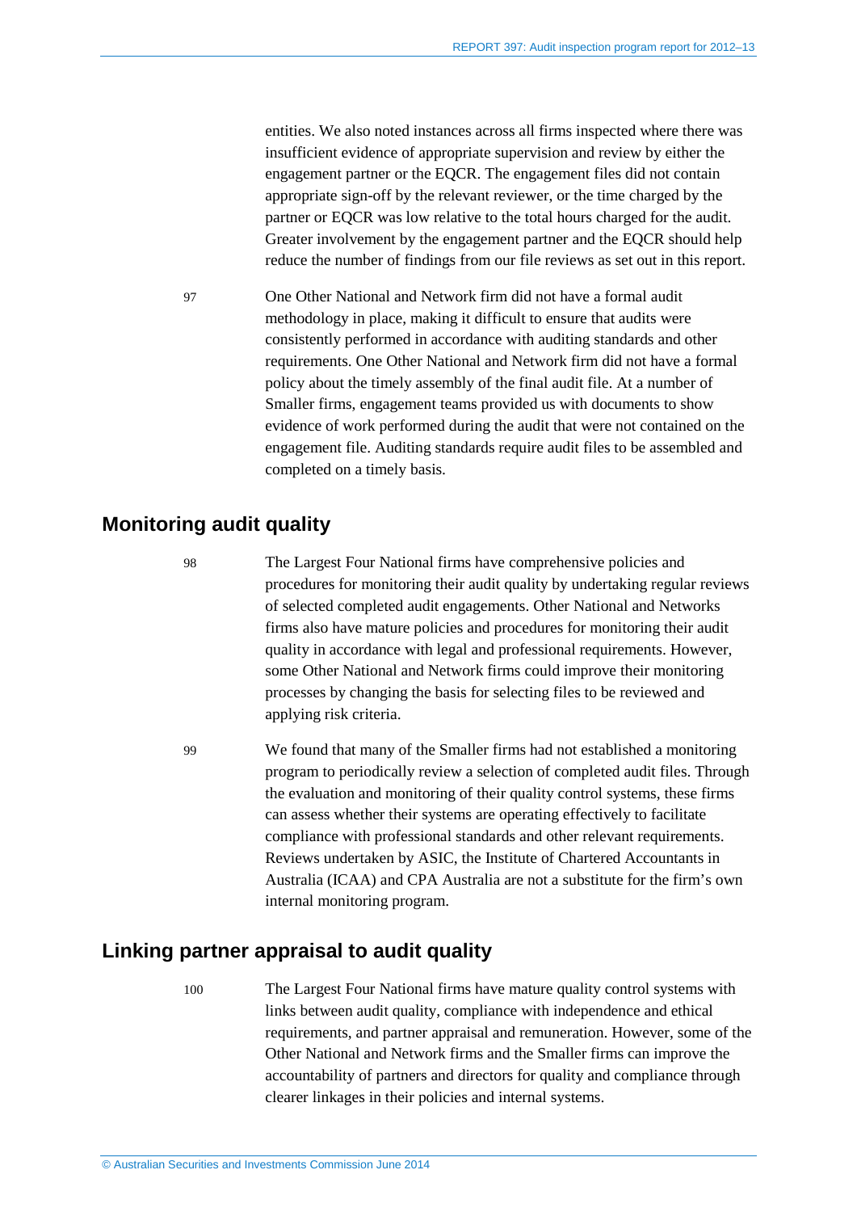entities. We also noted instances across all firms inspected where there was insufficient evidence of appropriate supervision and review by either the engagement partner or the EQCR. The engagement files did not contain appropriate sign-off by the relevant reviewer, or the time charged by the partner or EQCR was low relative to the total hours charged for the audit. Greater involvement by the engagement partner and the EQCR should help reduce the number of findings from our file reviews as set out in this report.

97 One Other National and Network firm did not have a formal audit methodology in place, making it difficult to ensure that audits were consistently performed in accordance with auditing standards and other requirements. One Other National and Network firm did not have a formal policy about the timely assembly of the final audit file. At a number of Smaller firms, engagement teams provided us with documents to show evidence of work performed during the audit that were not contained on the engagement file. Auditing standards require audit files to be assembled and completed on a timely basis.

## Monitoring audit quality

98 The Largest Four National firms have comprehensive policies and procedures for monitoring their audit quality by undertaking regular reviews of selected completed audit engagements. Other National and Networks firms also have mature policies and procedures for monitoring their audit quality in accordance with legal and professional requirements. However, some Other National and Network firms could improve their monitoring processes by changing the basis for selecting files to be reviewed and applying risk criteria.

99 We found that many of the Smaller firms had not established a monitoring program to periodically review a selection of completed audit files. Through the evaluation and monitoring of their quality control systems, these firms can assess whether their systems are operating effectively to facilitate compliance with professional standards and other relevant requirements. Reviews undertaken by ASIC, the Institute of Chartered Accountants in Australia (ICAA) and CPA Australia are not a substitute for the firm's own internal monitoring program.

## Linking partner appraisal to audit quality

100 The Largest Four National firms have mature quality control systems with links between audit quality, compliance with independence and ethical requirements, and partner appraisal and remuneration. However, some of the Other National and Network firms and the Smaller firms can improve the accountability of partners and directors for quality and compliance through clearer linkages in their policies and internal systems.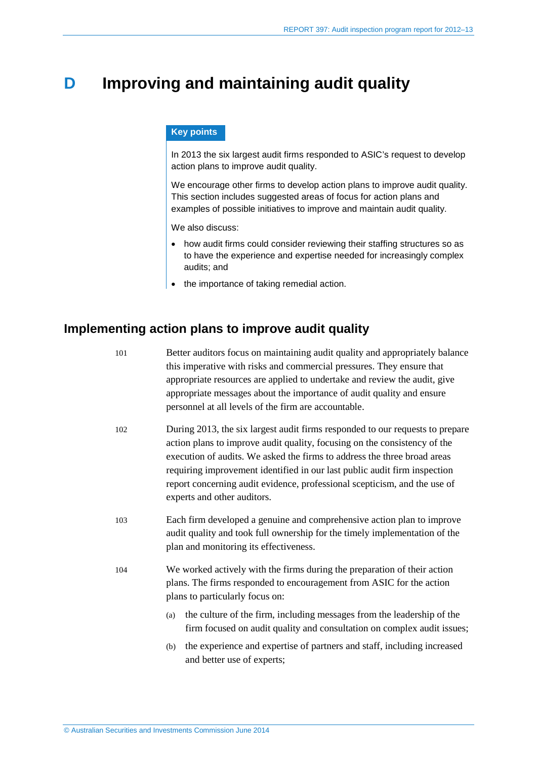# D Improving and maintaining audit quality

**Key points**

In 2013 the six largest audit firms responded to ASIC's request to develop action plans to improve audit quality.

We encourage other firms to develop action plans to improve audit quality. This section includes suggested areas of focus for action plans and examples of possible initiatives to improve and maintain audit quality.

We also discuss:

- how audit firms could consider reviewing their staffing structures so as to have the experience and expertise needed for increasingly complex audits; and
- the importance of taking remedial action.

## Implementing action plans to improve audit quality

101 Better auditors focus on maintaining audit quality and appropriately balance this imperative with risks and commercial pressures. They ensure that appropriate resources are applied to undertake and review the audit, give appropriate messages about the importance of audit quality and ensure personnel at all levels of the firm are accountable.

102 During 2013, the six largest audit firms responded to our requests to prepare action plans to improve audit quality, focusing on the consistency of the execution of audits. We asked the firms to address the three broad areas requiring improvement identified in our last public audit firm inspection report concerning audit evidence, professional scepticism, and the use of experts and other auditors.

103 Each firm developed a genuine and comprehensive action plan to improve audit quality and took full ownership for the timely implementation of the plan and monitoring its effectiveness.

104 We worked actively with the firms during the preparation of their action plans. The firms responded to encouragement from ASIC for the action plans to particularly focus on:

(a) the culture of the firm, including messages from the leadership of the firm focused on audit quality and consultation on complex audit issues;

(b) the experience and expertise of partners and staff, including increased and better use of experts;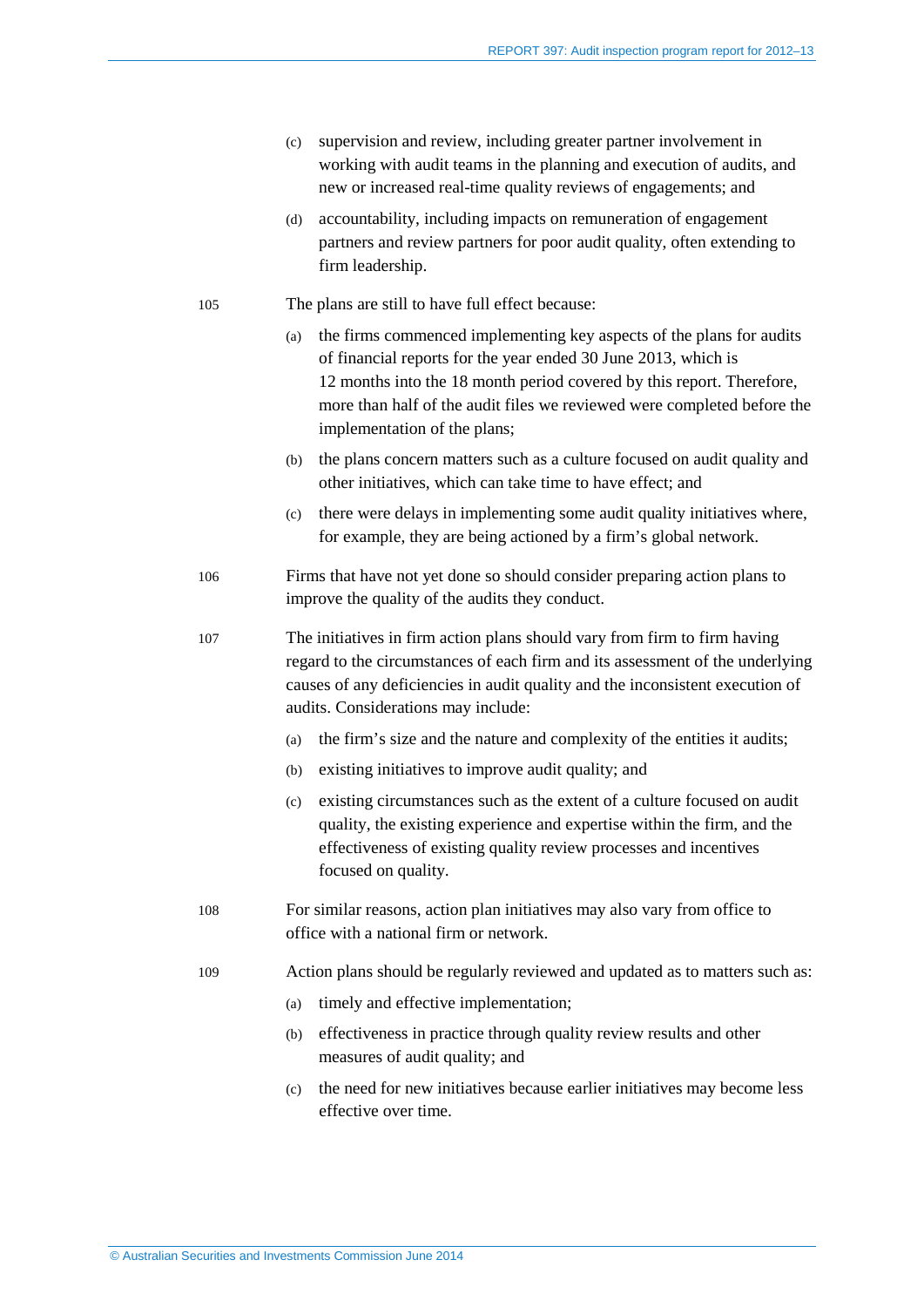(c) supervision and review, including greater partner involvement in working with audit teams in the planning and execution of audits, and new or increased real-time quality reviews of engagements; and

(d) accountability, including impacts on remuneration of engagement partners and review partners for poor audit quality, often extending to firm leadership.

105 The plans are still to have full effect because:

(a) the firms commenced implementing key aspects of the plans for audits of financial reports for the year ended 30 June 2013, which is 12 months into the 18 month period covered by this report. Therefore, more than half of the audit files we reviewed were completed before the implementation of the plans;

(b) the plans concern matters such as a culture focused on audit quality and other initiatives, which can take time to have effect; and

(c) there were delays in implementing some audit quality initiatives where, for example, they are being actioned by a firm's global network.

106 Firms that have not yet done so should consider preparing action plans to improve the quality of the audits they conduct.

107 The initiatives in firm action plans should vary from firm to firm having regard to the circumstances of each firm and its assessment of the underlying causes of any deficiencies in audit quality and the inconsistent execution of audits. Considerations may include:

(a) the firm's size and the nature and complexity of the entities it audits;

(b) existing initiatives to improve audit quality; and

(c) existing circumstances such as the extent of a culture focused on audit quality, the existing experience and expertise within the firm, and the effectiveness of existing quality review processes and incentives focused on quality.

108 For similar reasons, action plan initiatives may also vary from office to office with a national firm or network.

109 Action plans should be regularly reviewed and updated as to matters such as:

(a) timely and effective implementation;

(b) effectiveness in practice through quality review results and other measures of audit quality; and

(c) the need for new initiatives because earlier initiatives may become less effective over time.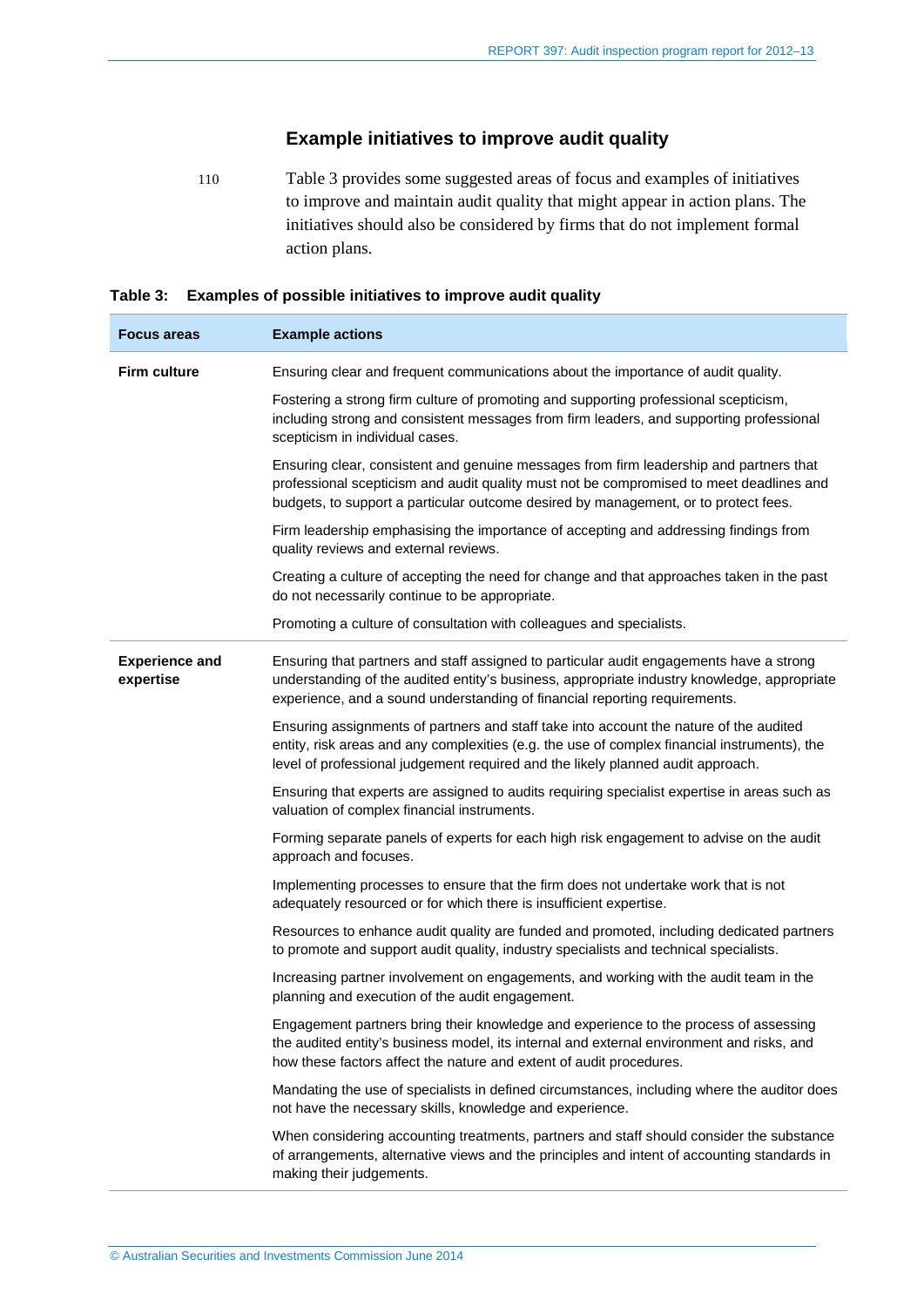## Example initiatives to improve audit quality

110 Table 3 provides some suggested areas of focus and examples of initiatives to improve and maintain audit quality that might appear in action plans. The initiatives should also be considered by firms that do not implement formal action plans.

**Table 3: Examples of possible initiatives to improve audit quality**

| Focus areas | Example actions |
|---|---|
| **Firm culture** | Ensuring clear and frequent communications about the importance of audit quality. |
| | Fostering a strong firm culture of promoting and supporting professional scepticism, including strong and consistent messages from firm leaders, and supporting professional scepticism in individual cases. |
| | Ensuring clear, consistent and genuine messages from firm leadership and partners that professional scepticism and audit quality must not be compromised to meet deadlines and budgets, to support a particular outcome desired by management, or to protect fees. |
| | Firm leadership emphasising the importance of accepting and addressing findings from quality reviews and external reviews. |
| | Creating a culture of accepting the need for change and that approaches taken in the past do not necessarily continue to be appropriate. |
| | Promoting a culture of consultation with colleagues and specialists. |
| **Experience and expertise** | Ensuring that partners and staff assigned to particular audit engagements have a strong understanding of the audited entity's business, appropriate industry knowledge, appropriate experience, and a sound understanding of financial reporting requirements. |
| | Ensuring assignments of partners and staff take into account the nature of the audited entity, risk areas and any complexities (e.g. the use of complex financial instruments), the level of professional judgement required and the likely planned audit approach. |
| | Ensuring that experts are assigned to audits requiring specialist expertise in areas such as valuation of complex financial instruments. |
| | Forming separate panels of experts for each high risk engagement to advise on the audit approach and focuses. |
| | Implementing processes to ensure that the firm does not undertake work that is not adequately resourced or for which there is insufficient expertise. |
| | Resources to enhance audit quality are funded and promoted, including dedicated partners to promote and support audit quality, industry specialists and technical specialists. |
| | Increasing partner involvement on engagements, and working with the audit team in the planning and execution of the audit engagement. |
| | Engagement partners bring their knowledge and experience to the process of assessing the audited entity's business model, its internal and external environment and risks, and how these factors affect the nature and extent of audit procedures. |
| | Mandating the use of specialists in defined circumstances, including where the auditor does not have the necessary skills, knowledge and experience. |
| | When considering accounting treatments, partners and staff should consider the substance of arrangements, alternative views and the principles and intent of accounting standards in making their judgements. |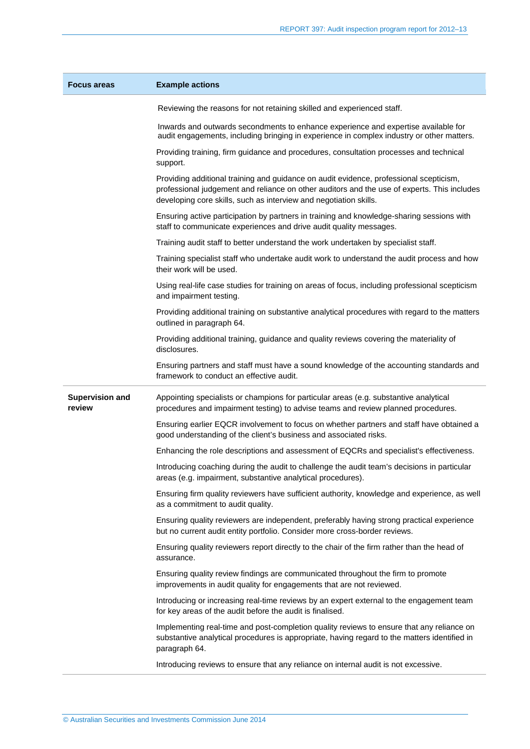| Focus areas | Example actions |
| --- | --- |
| | Reviewing the reasons for not retaining skilled and experienced staff. |
| | Inwards and outwards secondments to enhance experience and expertise available for audit engagements, including bringing in experience in complex industry or other matters. |
| | Providing training, firm guidance and procedures, consultation processes and technical support. |
| | Providing additional training and guidance on audit evidence, professional scepticism, professional judgement and reliance on other auditors and the use of experts. This includes developing core skills, such as interview and negotiation skills. |
| | Ensuring active participation by partners in training and knowledge-sharing sessions with staff to communicate experiences and drive audit quality messages. |
| | Training audit staff to better understand the work undertaken by specialist staff. |
| | Training specialist staff who undertake audit work to understand the audit process and how their work will be used. |
| | Using real-life case studies for training on areas of focus, including professional scepticism and impairment testing. |
| | Providing additional training on substantive analytical procedures with regard to the matters outlined in paragraph 64. |
| | Providing additional training, guidance and quality reviews covering the materiality of disclosures. |
| | Ensuring partners and staff must have a sound knowledge of the accounting standards and framework to conduct an effective audit. |
| **Supervision and review** | Appointing specialists or champions for particular areas (e.g. substantive analytical procedures and impairment testing) to advise teams and review planned procedures. |
| | Ensuring earlier EQCR involvement to focus on whether partners and staff have obtained a good understanding of the client's business and associated risks. |
| | Enhancing the role descriptions and assessment of EQCRs and specialist's effectiveness. |
| | Introducing coaching during the audit to challenge the audit team's decisions in particular areas (e.g. impairment, substantive analytical procedures). |
| | Ensuring firm quality reviewers have sufficient authority, knowledge and experience, as well as a commitment to audit quality. |
| | Ensuring quality reviewers are independent, preferably having strong practical experience but no current audit entity portfolio. Consider more cross-border reviews. |
| | Ensuring quality reviewers report directly to the chair of the firm rather than the head of assurance. |
| | Ensuring quality review findings are communicated throughout the firm to promote improvements in audit quality for engagements that are not reviewed. |
| | Introducing or increasing real-time reviews by an expert external to the engagement team for key areas of the audit before the audit is finalised. |
| | Implementing real-time and post-completion quality reviews to ensure that any reliance on substantive analytical procedures is appropriate, having regard to the matters identified in paragraph 64. |
| | Introducing reviews to ensure that any reliance on internal audit is not excessive. |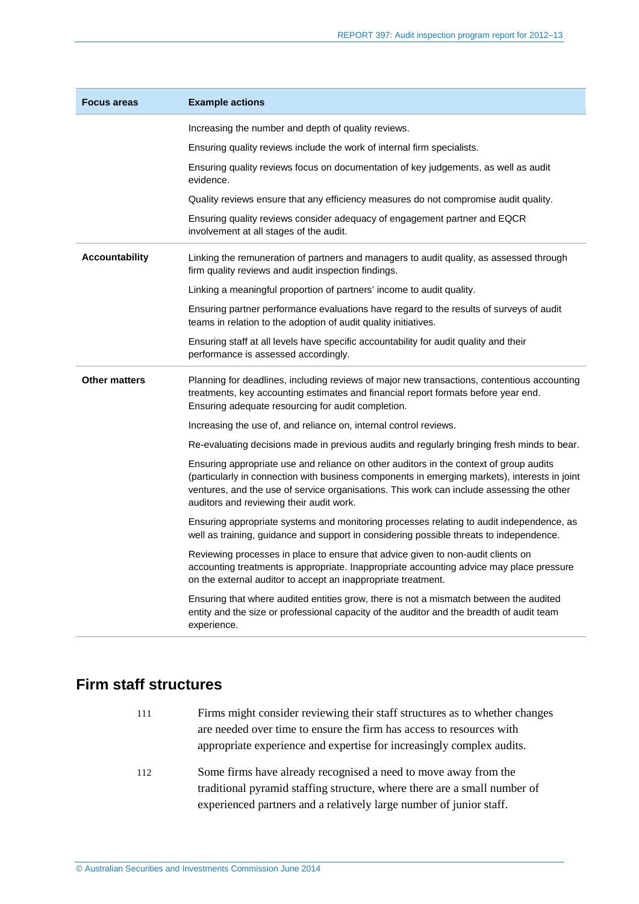| Focus areas | Example actions |
|---|---|
| | Increasing the number and depth of quality reviews. |
| | Ensuring quality reviews include the work of internal firm specialists. |
| | Ensuring quality reviews focus on documentation of key judgements, as well as audit evidence. |
| | Quality reviews ensure that any efficiency measures do not compromise audit quality. |
| | Ensuring quality reviews consider adequacy of engagement partner and EQCR involvement at all stages of the audit. |
| **Accountability** | Linking the remuneration of partners and managers to audit quality, as assessed through firm quality reviews and audit inspection findings. |
| | Linking a meaningful proportion of partners' income to audit quality. |
| | Ensuring partner performance evaluations have regard to the results of surveys of audit teams in relation to the adoption of audit quality initiatives. |
| | Ensuring staff at all levels have specific accountability for audit quality and their performance is assessed accordingly. |
| **Other matters** | Planning for deadlines, including reviews of major new transactions, contentious accounting treatments, key accounting estimates and financial report formats before year end. Ensuring adequate resourcing for audit completion. |
| | Increasing the use of, and reliance on, internal control reviews. |
| | Re-evaluating decisions made in previous audits and regularly bringing fresh minds to bear. |
| | Ensuring appropriate use and reliance on other auditors in the context of group audits (particularly in connection with business components in emerging markets), interests in joint ventures, and the use of service organisations. This work can include assessing the other auditors and reviewing their audit work. |
| | Ensuring appropriate systems and monitoring processes relating to audit independence, as well as training, guidance and support in considering possible threats to independence. |
| | Reviewing processes in place to ensure that advice given to non-audit clients on accounting treatments is appropriate. Inappropriate accounting advice may place pressure on the external auditor to accept an inappropriate treatment. |
| | Ensuring that where audited entities grow, there is not a mismatch between the audited entity and the size or professional capacity of the auditor and the breadth of audit team experience. |

## Firm staff structures

111 Firms might consider reviewing their staff structures as to whether changes are needed over time to ensure the firm has access to resources with appropriate experience and expertise for increasingly complex audits.

112 Some firms have already recognised a need to move away from the traditional pyramid staffing structure, where there are a small number of experienced partners and a relatively large number of junior staff.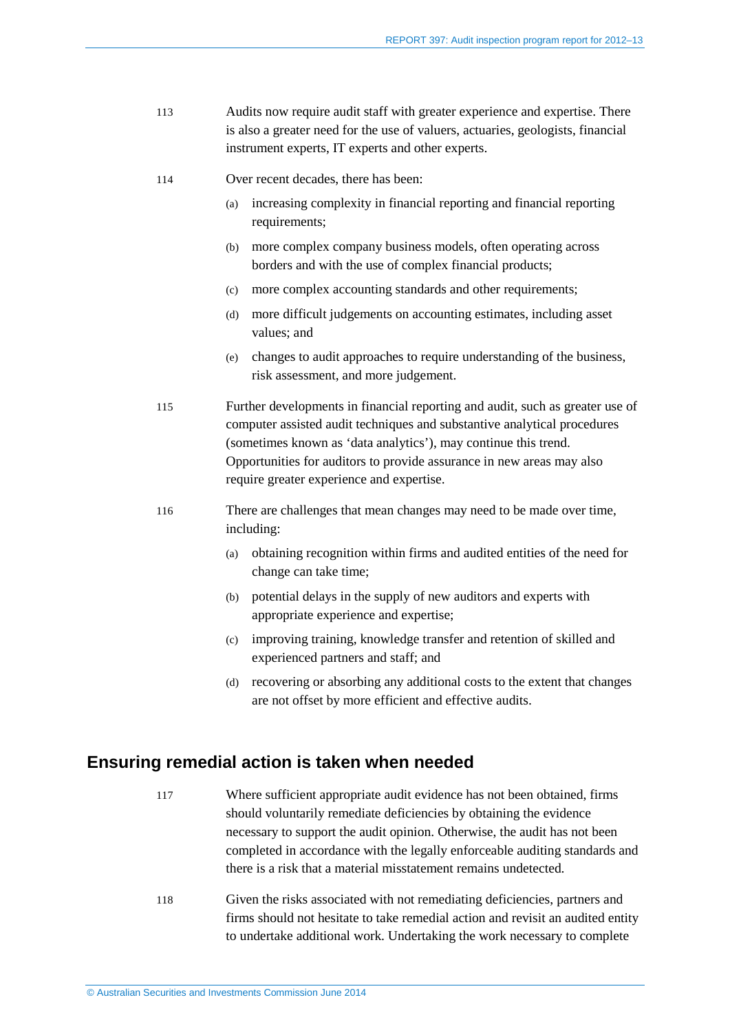113 Audits now require audit staff with greater experience and expertise. There is also a greater need for the use of valuers, actuaries, geologists, financial instrument experts, IT experts and other experts.

114 Over recent decades, there has been:

(a) increasing complexity in financial reporting and financial reporting requirements;

(b) more complex company business models, often operating across borders and with the use of complex financial products;

(c) more complex accounting standards and other requirements;

(d) more difficult judgements on accounting estimates, including asset values; and

(e) changes to audit approaches to require understanding of the business, risk assessment, and more judgement.

115 Further developments in financial reporting and audit, such as greater use of computer assisted audit techniques and substantive analytical procedures (sometimes known as 'data analytics'), may continue this trend. Opportunities for auditors to provide assurance in new areas may also require greater experience and expertise.

116 There are challenges that mean changes may need to be made over time, including:

(a) obtaining recognition within firms and audited entities of the need for change can take time;

(b) potential delays in the supply of new auditors and experts with appropriate experience and expertise;

(c) improving training, knowledge transfer and retention of skilled and experienced partners and staff; and

(d) recovering or absorbing any additional costs to the extent that changes are not offset by more efficient and effective audits.

## Ensuring remedial action is taken when needed

117 Where sufficient appropriate audit evidence has not been obtained, firms should voluntarily remediate deficiencies by obtaining the evidence necessary to support the audit opinion. Otherwise, the audit has not been completed in accordance with the legally enforceable auditing standards and there is a risk that a material misstatement remains undetected.

118 Given the risks associated with not remediating deficiencies, partners and firms should not hesitate to take remedial action and revisit an audited entity to undertake additional work. Undertaking the work necessary to complete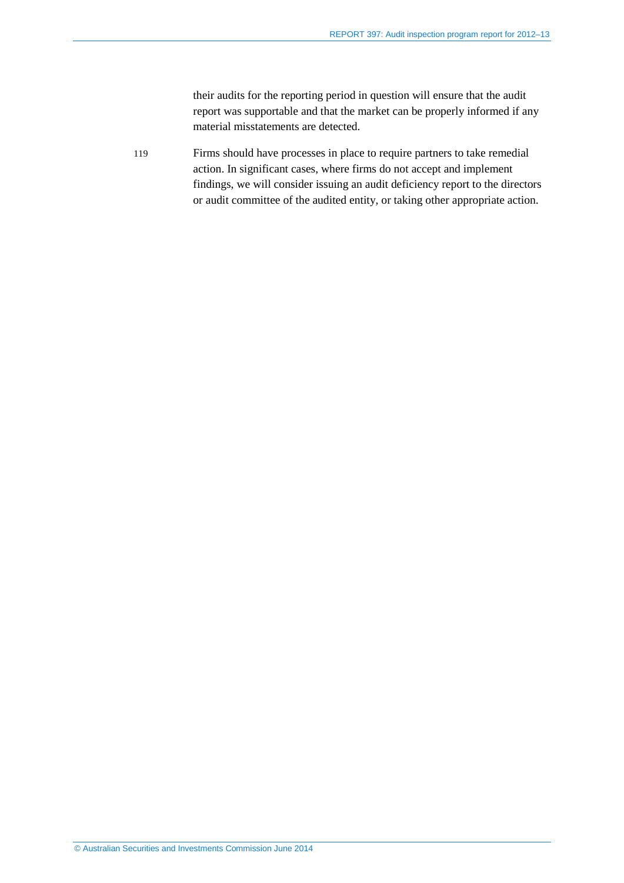their audits for the reporting period in question will ensure that the audit report was supportable and that the market can be properly informed if any material misstatements are detected.

119 Firms should have processes in place to require partners to take remedial action. In significant cases, where firms do not accept and implement findings, we will consider issuing an audit deficiency report to the directors or audit committee of the audited entity, or taking other appropriate action.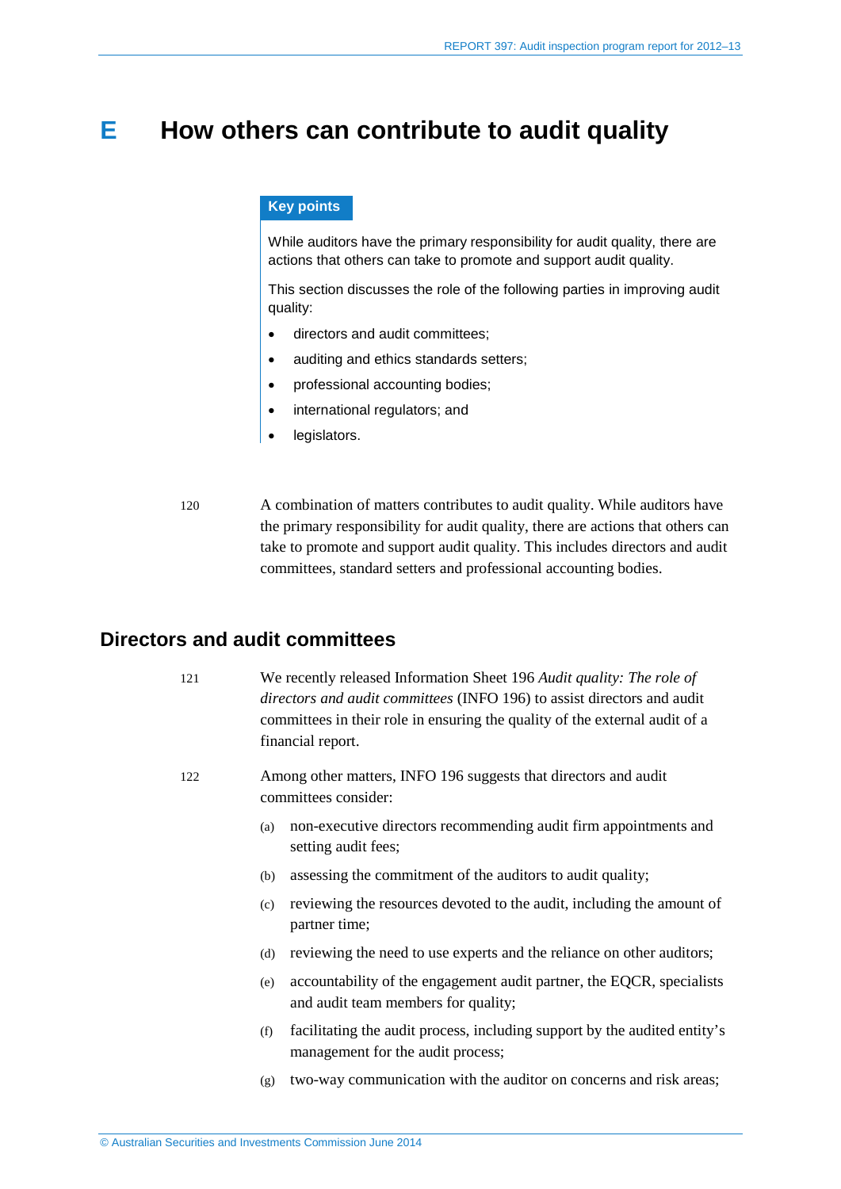# E How others can contribute to audit quality

**Key points**

While auditors have the primary responsibility for audit quality, there are actions that others can take to promote and support audit quality.

This section discusses the role of the following parties in improving audit quality:

- directors and audit committees;
- auditing and ethics standards setters;
- professional accounting bodies;
- international regulators; and
- legislators.

120 A combination of matters contributes to audit quality. While auditors have the primary responsibility for audit quality, there are actions that others can take to promote and support audit quality. This includes directors and audit committees, standard setters and professional accounting bodies.

## Directors and audit committees

121 We recently released Information Sheet 196 *Audit quality: The role of directors and audit committees* (INFO 196) to assist directors and audit committees in their role in ensuring the quality of the external audit of a financial report.

122 Among other matters, INFO 196 suggests that directors and audit committees consider:

(a) non-executive directors recommending audit firm appointments and setting audit fees;

(b) assessing the commitment of the auditors to audit quality;

(c) reviewing the resources devoted to the audit, including the amount of partner time;

(d) reviewing the need to use experts and the reliance on other auditors;

(e) accountability of the engagement audit partner, the EQCR, specialists and audit team members for quality;

(f) facilitating the audit process, including support by the audited entity's management for the audit process;

(g) two-way communication with the auditor on concerns and risk areas;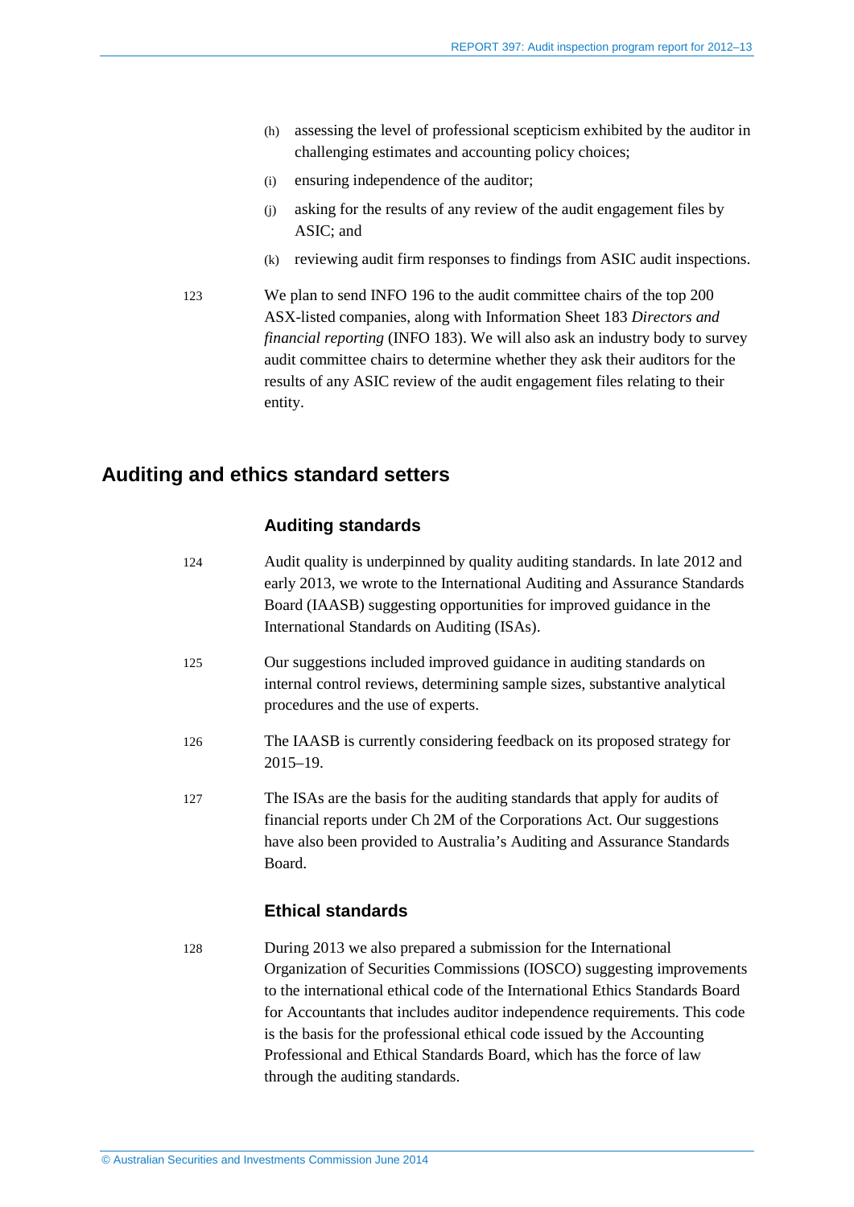(h) assessing the level of professional scepticism exhibited by the auditor in challenging estimates and accounting policy choices;

(i) ensuring independence of the auditor;

(j) asking for the results of any review of the audit engagement files by ASIC; and

(k) reviewing audit firm responses to findings from ASIC audit inspections.

123 We plan to send INFO 196 to the audit committee chairs of the top 200 ASX-listed companies, along with Information Sheet 183 *Directors and financial reporting* (INFO 183). We will also ask an industry body to survey audit committee chairs to determine whether they ask their auditors for the results of any ASIC review of the audit engagement files relating to their entity.

## Auditing and ethics standard setters

### Auditing standards

124 Audit quality is underpinned by quality auditing standards. In late 2012 and early 2013, we wrote to the International Auditing and Assurance Standards Board (IAASB) suggesting opportunities for improved guidance in the International Standards on Auditing (ISAs).

125 Our suggestions included improved guidance in auditing standards on internal control reviews, determining sample sizes, substantive analytical procedures and the use of experts.

126 The IAASB is currently considering feedback on its proposed strategy for 2015–19.

127 The ISAs are the basis for the auditing standards that apply for audits of financial reports under Ch 2M of the Corporations Act. Our suggestions have also been provided to Australia's Auditing and Assurance Standards Board.

### Ethical standards

128 During 2013 we also prepared a submission for the International Organization of Securities Commissions (IOSCO) suggesting improvements to the international ethical code of the International Ethics Standards Board for Accountants that includes auditor independence requirements. This code is the basis for the professional ethical code issued by the Accounting Professional and Ethical Standards Board, which has the force of law through the auditing standards.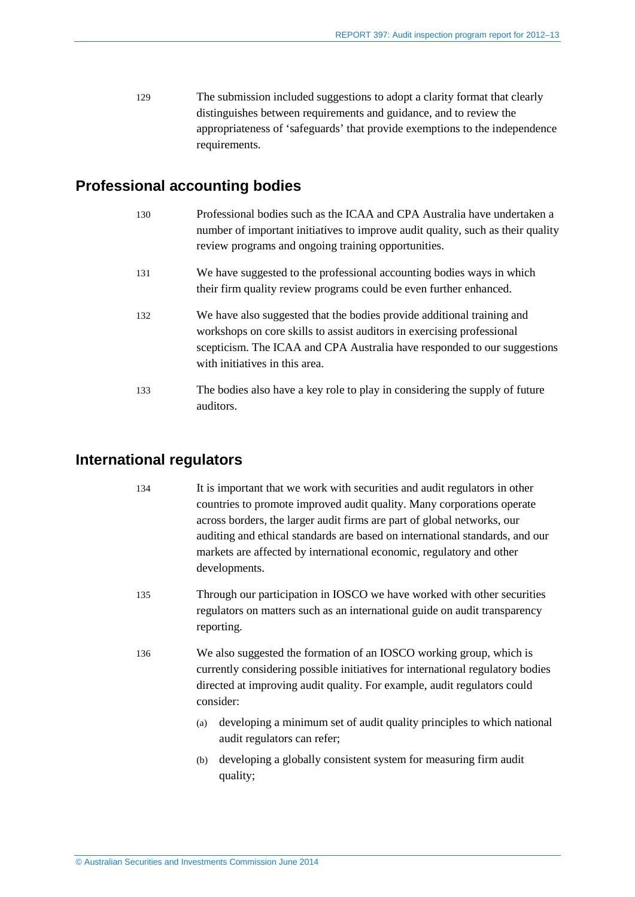129 The submission included suggestions to adopt a clarity format that clearly distinguishes between requirements and guidance, and to review the appropriateness of 'safeguards' that provide exemptions to the independence requirements.

## Professional accounting bodies

130 Professional bodies such as the ICAA and CPA Australia have undertaken a number of important initiatives to improve audit quality, such as their quality review programs and ongoing training opportunities.

131 We have suggested to the professional accounting bodies ways in which their firm quality review programs could be even further enhanced.

132 We have also suggested that the bodies provide additional training and workshops on core skills to assist auditors in exercising professional scepticism. The ICAA and CPA Australia have responded to our suggestions with initiatives in this area.

133 The bodies also have a key role to play in considering the supply of future auditors.

## International regulators

134 It is important that we work with securities and audit regulators in other countries to promote improved audit quality. Many corporations operate across borders, the larger audit firms are part of global networks, our auditing and ethical standards are based on international standards, and our markets are affected by international economic, regulatory and other developments.

135 Through our participation in IOSCO we have worked with other securities regulators on matters such as an international guide on audit transparency reporting.

136 We also suggested the formation of an IOSCO working group, which is currently considering possible initiatives for international regulatory bodies directed at improving audit quality. For example, audit regulators could consider:

(a) developing a minimum set of audit quality principles to which national audit regulators can refer;

(b) developing a globally consistent system for measuring firm audit quality;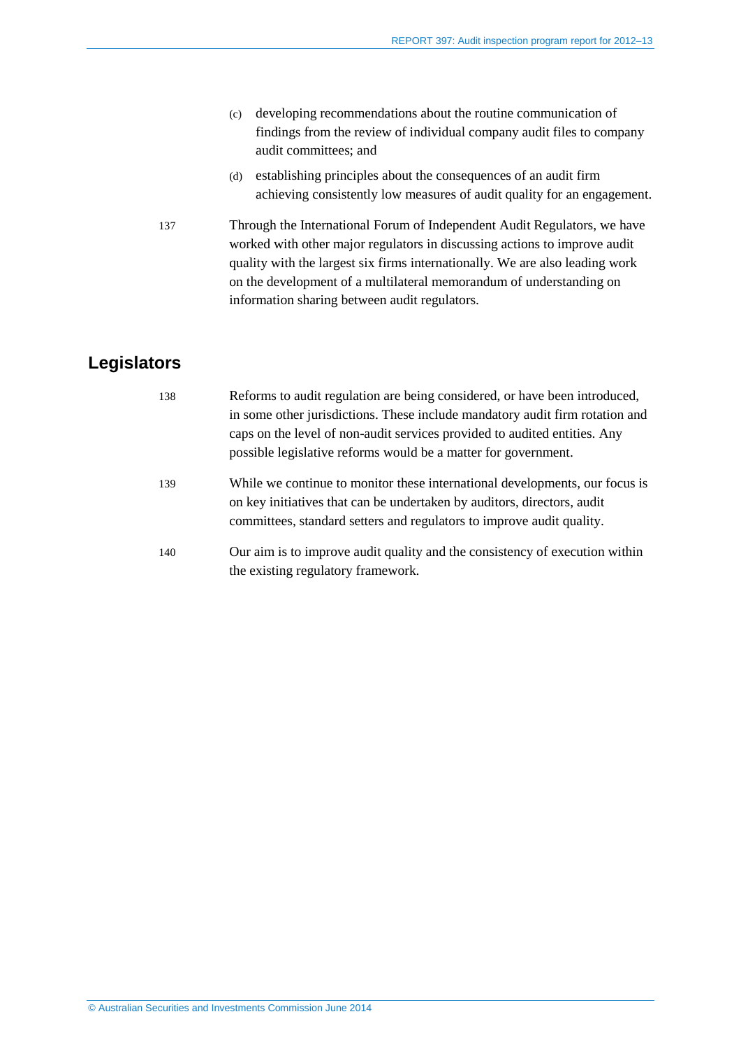(c) developing recommendations about the routine communication of findings from the review of individual company audit files to company audit committees; and

(d) establishing principles about the consequences of an audit firm achieving consistently low measures of audit quality for an engagement.

137 Through the International Forum of Independent Audit Regulators, we have worked with other major regulators in discussing actions to improve audit quality with the largest six firms internationally. We are also leading work on the development of a multilateral memorandum of understanding on information sharing between audit regulators.

## Legislators

138 Reforms to audit regulation are being considered, or have been introduced, in some other jurisdictions. These include mandatory audit firm rotation and caps on the level of non-audit services provided to audited entities. Any possible legislative reforms would be a matter for government.

139 While we continue to monitor these international developments, our focus is on key initiatives that can be undertaken by auditors, directors, audit committees, standard setters and regulators to improve audit quality.

140 Our aim is to improve audit quality and the consistency of execution within the existing regulatory framework.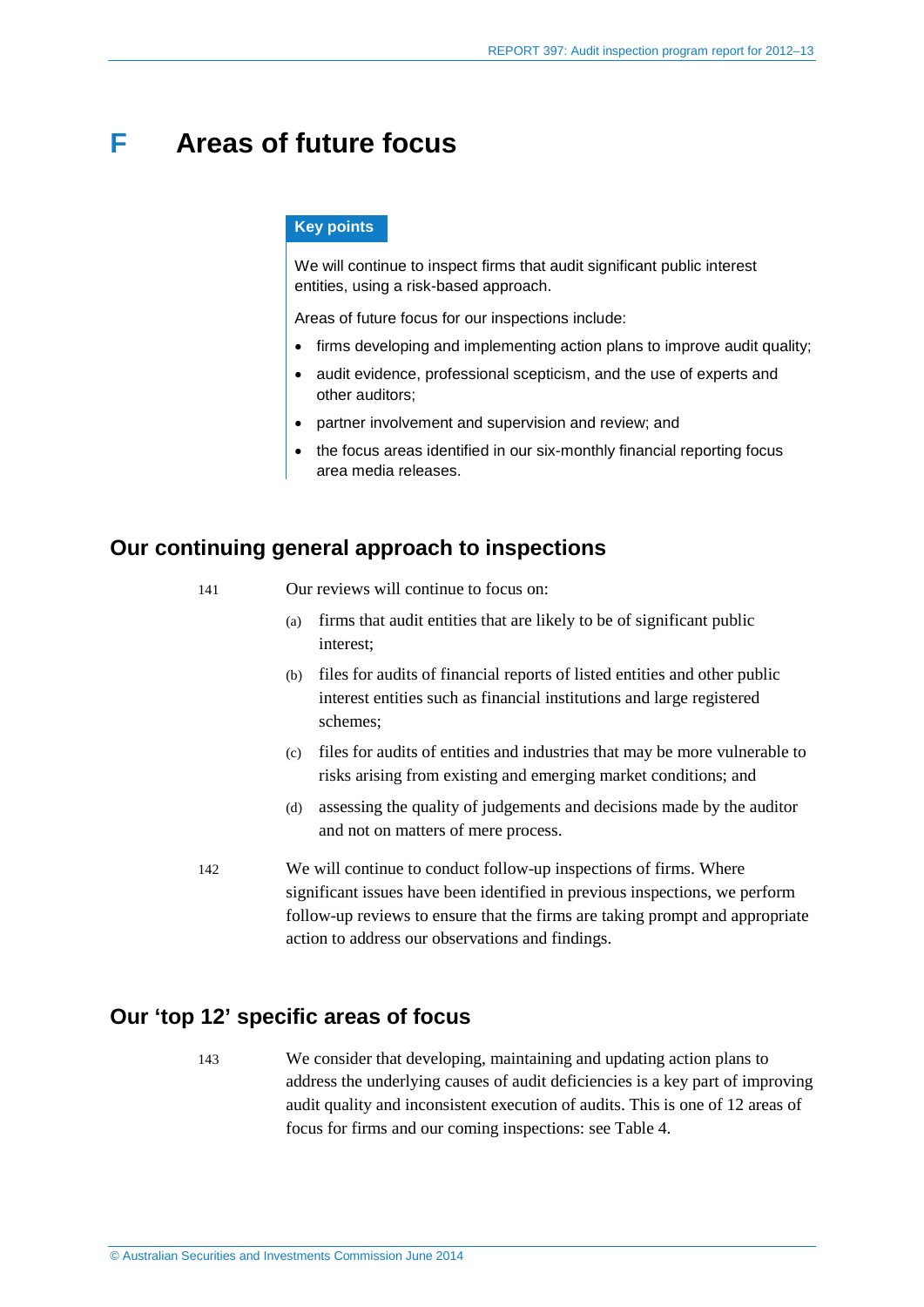# F Areas of future focus

**Key points**

We will continue to inspect firms that audit significant public interest entities, using a risk-based approach.

Areas of future focus for our inspections include:

- firms developing and implementing action plans to improve audit quality;
- audit evidence, professional scepticism, and the use of experts and other auditors;
- partner involvement and supervision and review; and
- the focus areas identified in our six-monthly financial reporting focus area media releases.

## Our continuing general approach to inspections

141 Our reviews will continue to focus on:

(a) firms that audit entities that are likely to be of significant public interest;

(b) files for audits of financial reports of listed entities and other public interest entities such as financial institutions and large registered schemes;

(c) files for audits of entities and industries that may be more vulnerable to risks arising from existing and emerging market conditions; and

(d) assessing the quality of judgements and decisions made by the auditor and not on matters of mere process.

142 We will continue to conduct follow-up inspections of firms. Where significant issues have been identified in previous inspections, we perform follow-up reviews to ensure that the firms are taking prompt and appropriate action to address our observations and findings.

## Our 'top 12' specific areas of focus

143 We consider that developing, maintaining and updating action plans to address the underlying causes of audit deficiencies is a key part of improving audit quality and inconsistent execution of audits. This is one of 12 areas of focus for firms and our coming inspections: see Table 4.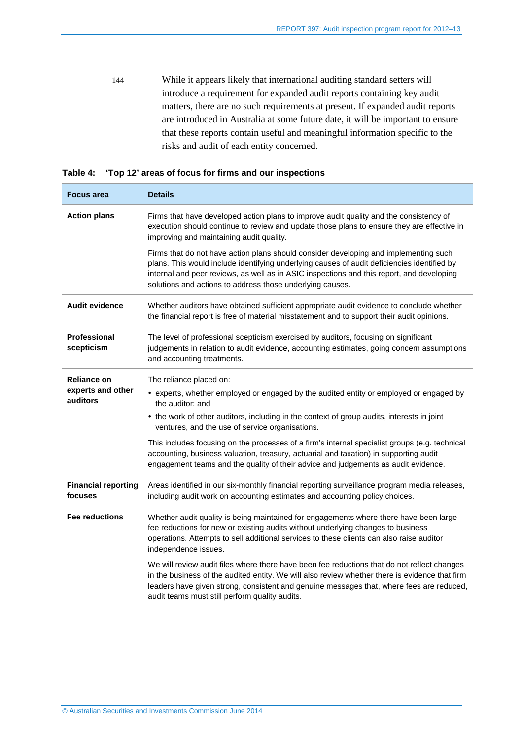144 While it appears likely that international auditing standard setters will introduce a requirement for expanded audit reports containing key audit matters, there are no such requirements at present. If expanded audit reports are introduced in Australia at some future date, it will be important to ensure that these reports contain useful and meaningful information specific to the risks and audit of each entity concerned.

**Table 4: 'Top 12' areas of focus for firms and our inspections**

| Focus area | Details |
|---|---|
| **Action plans** | Firms that have developed action plans to improve audit quality and the consistency of execution should continue to review and update those plans to ensure they are effective in improving and maintaining audit quality.<br><br>Firms that do not have action plans should consider developing and implementing such plans. This would include identifying underlying causes of audit deficiencies identified by internal and peer reviews, as well as in ASIC inspections and this report, and developing solutions and actions to address those underlying causes. |
| **Audit evidence** | Whether auditors have obtained sufficient appropriate audit evidence to conclude whether the financial report is free of material misstatement and to support their audit opinions. |
| **Professional scepticism** | The level of professional scepticism exercised by auditors, focusing on significant judgements in relation to audit evidence, accounting estimates, going concern assumptions and accounting treatments. |
| **Reliance on experts and other auditors** | The reliance placed on:<br>• experts, whether employed or engaged by the audited entity or employed or engaged by the auditor; and<br>• the work of other auditors, including in the context of group audits, interests in joint ventures, and the use of service organisations.<br><br>This includes focusing on the processes of a firm's internal specialist groups (e.g. technical accounting, business valuation, treasury, actuarial and taxation) in supporting audit engagement teams and the quality of their advice and judgements as audit evidence. |
| **Financial reporting focuses** | Areas identified in our six-monthly financial reporting surveillance program media releases, including audit work on accounting estimates and accounting policy choices. |
| **Fee reductions** | Whether audit quality is being maintained for engagements where there have been large fee reductions for new or existing audits without underlying changes to business operations. Attempts to sell additional services to these clients can also raise auditor independence issues.<br><br>We will review audit files where there have been fee reductions that do not reflect changes in the business of the audited entity. We will also review whether there is evidence that firm leaders have given strong, consistent and genuine messages that, where fees are reduced, audit teams must still perform quality audits. |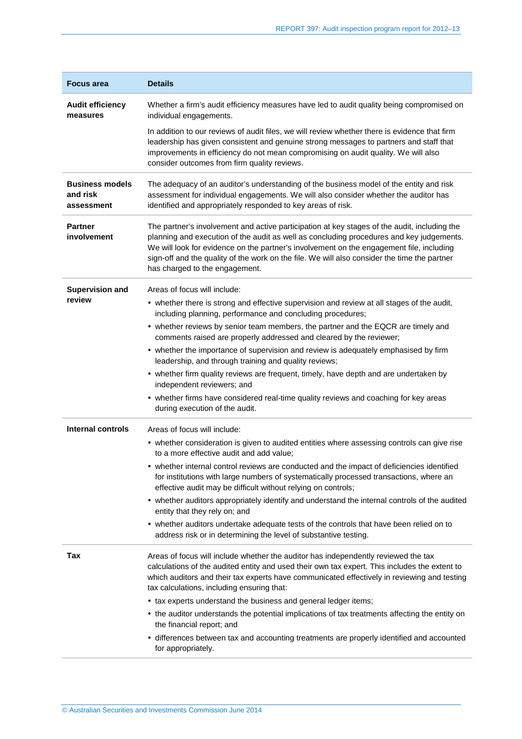| Focus area | Details |
|---|---|
| **Audit efficiency measures** | Whether a firm's audit efficiency measures have led to audit quality being compromised on individual engagements.<br><br>In addition to our reviews of audit files, we will review whether there is evidence that firm leadership has given consistent and genuine strong messages to partners and staff that improvements in efficiency do not mean compromising on audit quality. We will also consider outcomes from firm quality reviews. |
| **Business models and risk assessment** | The adequacy of an auditor's understanding of the business model of the entity and risk assessment for individual engagements. We will also consider whether the auditor has identified and appropriately responded to key areas of risk. |
| **Partner involvement** | The partner's involvement and active participation at key stages of the audit, including the planning and execution of the audit as well as concluding procedures and key judgements. We will look for evidence on the partner's involvement on the engagement file, including sign-off and the quality of the work on the file. We will also consider the time the partner has charged to the engagement. |
| **Supervision and review** | Areas of focus will include:<br>• whether there is strong and effective supervision and review at all stages of the audit, including planning, performance and concluding procedures;<br>• whether reviews by senior team members, the partner and the EQCR are timely and comments raised are properly addressed and cleared by the reviewer;<br>• whether the importance of supervision and review is adequately emphasised by firm leadership, and through training and quality reviews;<br>• whether firm quality reviews are frequent, timely, have depth and are undertaken by independent reviewers; and<br>• whether firms have considered real-time quality reviews and coaching for key areas during execution of the audit. |
| **Internal controls** | Areas of focus will include:<br>• whether consideration is given to audited entities where assessing controls can give rise to a more effective audit and add value;<br>• whether internal control reviews are conducted and the impact of deficiencies identified for institutions with large numbers of systematically processed transactions, where an effective audit may be difficult without relying on controls;<br>• whether auditors appropriately identify and understand the internal controls of the audited entity that they rely on; and<br>• whether auditors undertake adequate tests of the controls that have been relied on to address risk or in determining the level of substantive testing. |
| **Tax** | Areas of focus will include whether the auditor has independently reviewed the tax calculations of the audited entity and used their own tax expert. This includes the extent to which auditors and their tax experts have communicated effectively in reviewing and testing tax calculations, including ensuring that:<br>• tax experts understand the business and general ledger items;<br>• the auditor understands the potential implications of tax treatments affecting the entity on the financial report; and<br>• differences between tax and accounting treatments are properly identified and accounted for appropriately. |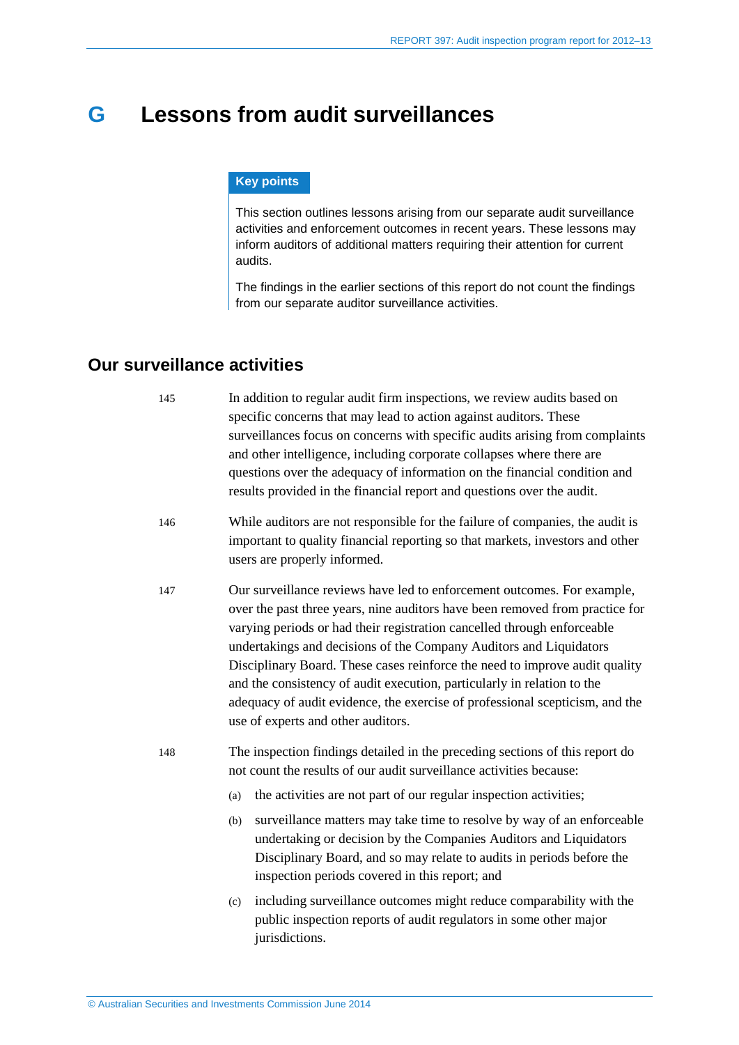# G Lessons from audit surveillances

**Key points**

This section outlines lessons arising from our separate audit surveillance activities and enforcement outcomes in recent years. These lessons may inform auditors of additional matters requiring their attention for current audits.

The findings in the earlier sections of this report do not count the findings from our separate auditor surveillance activities.

## Our surveillance activities

145 In addition to regular audit firm inspections, we review audits based on specific concerns that may lead to action against auditors. These surveillances focus on concerns with specific audits arising from complaints and other intelligence, including corporate collapses where there are questions over the adequacy of information on the financial condition and results provided in the financial report and questions over the audit.

146 While auditors are not responsible for the failure of companies, the audit is important to quality financial reporting so that markets, investors and other users are properly informed.

147 Our surveillance reviews have led to enforcement outcomes. For example, over the past three years, nine auditors have been removed from practice for varying periods or had their registration cancelled through enforceable undertakings and decisions of the Company Auditors and Liquidators Disciplinary Board. These cases reinforce the need to improve audit quality and the consistency of audit execution, particularly in relation to the adequacy of audit evidence, the exercise of professional scepticism, and the use of experts and other auditors.

148 The inspection findings detailed in the preceding sections of this report do not count the results of our audit surveillance activities because:

(a) the activities are not part of our regular inspection activities;

(b) surveillance matters may take time to resolve by way of an enforceable undertaking or decision by the Companies Auditors and Liquidators Disciplinary Board, and so may relate to audits in periods before the inspection periods covered in this report; and

(c) including surveillance outcomes might reduce comparability with the public inspection reports of audit regulators in some other major jurisdictions.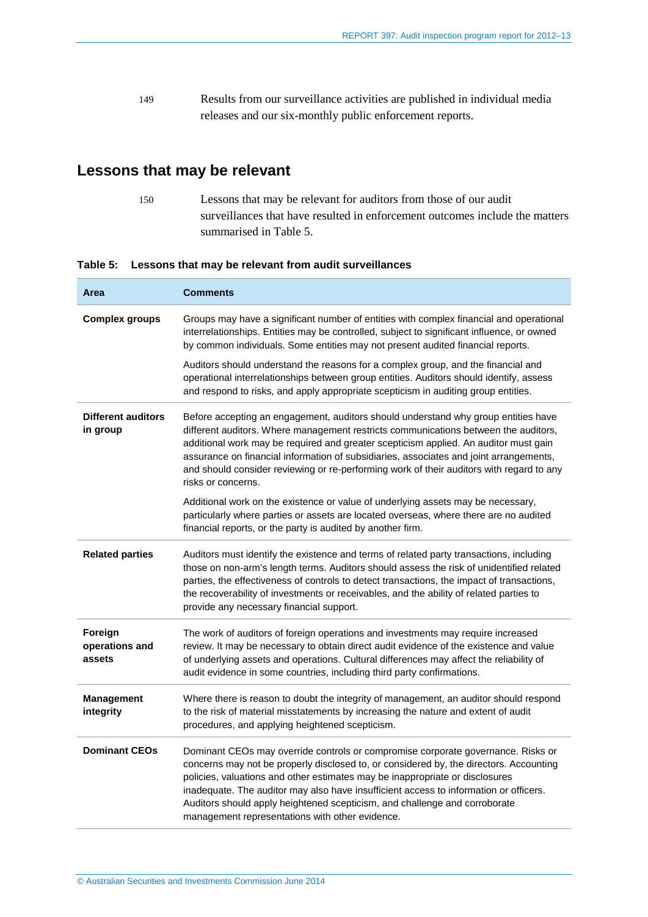149 Results from our surveillance activities are published in individual media releases and our six-monthly public enforcement reports.

## Lessons that may be relevant

150 Lessons that may be relevant for auditors from those of our audit surveillances that have resulted in enforcement outcomes include the matters summarised in Table 5.

**Table 5: Lessons that may be relevant from audit surveillances**

| Area | Comments |
|---|---|
| **Complex groups** | Groups may have a significant number of entities with complex financial and operational interrelationships. Entities may be controlled, subject to significant influence, or owned by common individuals. Some entities may not present audited financial reports.<br><br>Auditors should understand the reasons for a complex group, and the financial and operational interrelationships between group entities. Auditors should identify, assess and respond to risks, and apply appropriate scepticism in auditing group entities. |
| **Different auditors in group** | Before accepting an engagement, auditors should understand why group entities have different auditors. Where management restricts communications between the auditors, additional work may be required and greater scepticism applied. An auditor must gain assurance on financial information of subsidiaries, associates and joint arrangements, and should consider reviewing or re-performing work of their auditors with regard to any risks or concerns.<br><br>Additional work on the existence or value of underlying assets may be necessary, particularly where parties or assets are located overseas, where there are no audited financial reports, or the party is audited by another firm. |
| **Related parties** | Auditors must identify the existence and terms of related party transactions, including those on non-arm's length terms. Auditors should assess the risk of unidentified related parties, the effectiveness of controls to detect transactions, the impact of transactions, the recoverability of investments or receivables, and the ability of related parties to provide any necessary financial support. |
| **Foreign operations and assets** | The work of auditors of foreign operations and investments may require increased review. It may be necessary to obtain direct audit evidence of the existence and value of underlying assets and operations. Cultural differences may affect the reliability of audit evidence in some countries, including third party confirmations. |
| **Management integrity** | Where there is reason to doubt the integrity of management, an auditor should respond to the risk of material misstatements by increasing the nature and extent of audit procedures, and applying heightened scepticism. |
| **Dominant CEOs** | Dominant CEOs may override controls or compromise corporate governance. Risks or concerns may not be properly disclosed to, or considered by, the directors. Accounting policies, valuations and other estimates may be inappropriate or disclosures inadequate. The auditor may also have insufficient access to information or officers. Auditors should apply heightened scepticism, and challenge and corroborate management representations with other evidence. |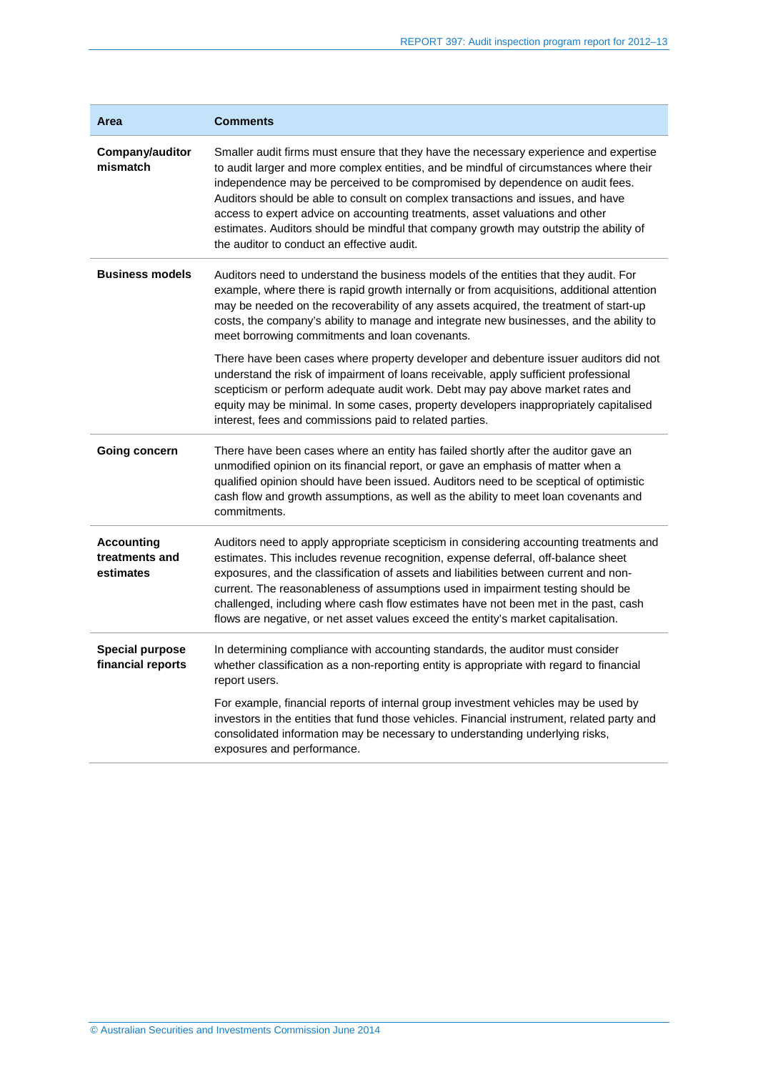| Area | Comments |
|---|---|
| **Company/auditor mismatch** | Smaller audit firms must ensure that they have the necessary experience and expertise to audit larger and more complex entities, and be mindful of circumstances where their independence may be perceived to be compromised by dependence on audit fees. Auditors should be able to consult on complex transactions and issues, and have access to expert advice on accounting treatments, asset valuations and other estimates. Auditors should be mindful that company growth may outstrip the ability of the auditor to conduct an effective audit. |
| **Business models** | Auditors need to understand the business models of the entities that they audit. For example, where there is rapid growth internally or from acquisitions, additional attention may be needed on the recoverability of any assets acquired, the treatment of start-up costs, the company's ability to manage and integrate new businesses, and the ability to meet borrowing commitments and loan covenants.<br><br>There have been cases where property developer and debenture issuer auditors did not understand the risk of impairment of loans receivable, apply sufficient professional scepticism or perform adequate audit work. Debt may pay above market rates and equity may be minimal. In some cases, property developers inappropriately capitalised interest, fees and commissions paid to related parties. |
| **Going concern** | There have been cases where an entity has failed shortly after the auditor gave an unmodified opinion on its financial report, or gave an emphasis of matter when a qualified opinion should have been issued. Auditors need to be sceptical of optimistic cash flow and growth assumptions, as well as the ability to meet loan covenants and commitments. |
| **Accounting treatments and estimates** | Auditors need to apply appropriate scepticism in considering accounting treatments and estimates. This includes revenue recognition, expense deferral, off-balance sheet exposures, and the classification of assets and liabilities between current and non-current. The reasonableness of assumptions used in impairment testing should be challenged, including where cash flow estimates have not been met in the past, cash flows are negative, or net asset values exceed the entity's market capitalisation. |
| **Special purpose financial reports** | In determining compliance with accounting standards, the auditor must consider whether classification as a non-reporting entity is appropriate with regard to financial report users.<br><br>For example, financial reports of internal group investment vehicles may be used by investors in the entities that fund those vehicles. Financial instrument, related party and consolidated information may be necessary to understanding underlying risks, exposures and performance. |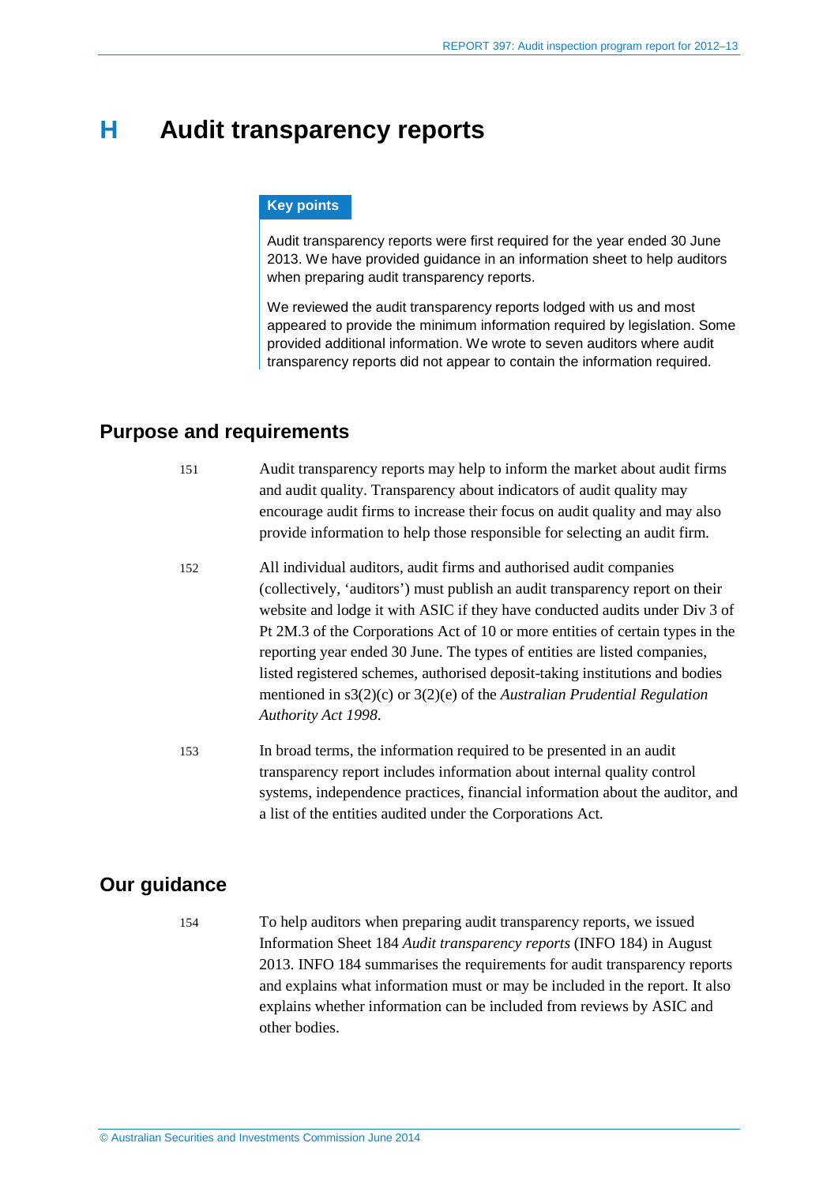# H Audit transparency reports

**Key points**

Audit transparency reports were first required for the year ended 30 June 2013. We have provided guidance in an information sheet to help auditors when preparing audit transparency reports.

We reviewed the audit transparency reports lodged with us and most appeared to provide the minimum information required by legislation. Some provided additional information. We wrote to seven auditors where audit transparency reports did not appear to contain the information required.

## Purpose and requirements

151 Audit transparency reports may help to inform the market about audit firms and audit quality. Transparency about indicators of audit quality may encourage audit firms to increase their focus on audit quality and may also provide information to help those responsible for selecting an audit firm.

152 All individual auditors, audit firms and authorised audit companies (collectively, 'auditors') must publish an audit transparency report on their website and lodge it with ASIC if they have conducted audits under Div 3 of Pt 2M.3 of the Corporations Act of 10 or more entities of certain types in the reporting year ended 30 June. The types of entities are listed companies, listed registered schemes, authorised deposit-taking institutions and bodies mentioned in s3(2)(c) or 3(2)(e) of the *Australian Prudential Regulation Authority Act 1998*.

153 In broad terms, the information required to be presented in an audit transparency report includes information about internal quality control systems, independence practices, financial information about the auditor, and a list of the entities audited under the Corporations Act.

## Our guidance

154 To help auditors when preparing audit transparency reports, we issued Information Sheet 184 *Audit transparency reports* (INFO 184) in August 2013. INFO 184 summarises the requirements for audit transparency reports and explains what information must or may be included in the report. It also explains whether information can be included from reviews by ASIC and other bodies.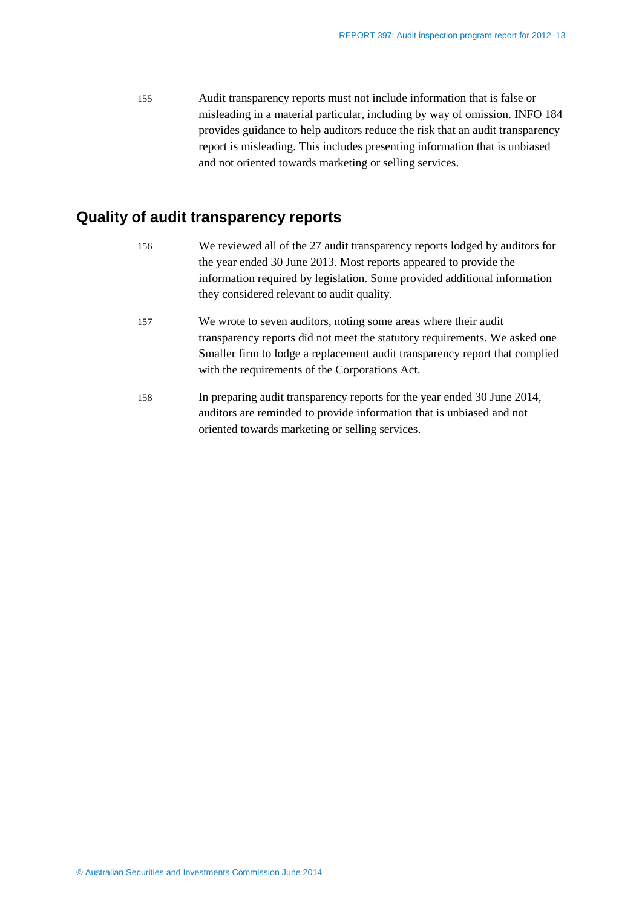155 Audit transparency reports must not include information that is false or misleading in a material particular, including by way of omission. INFO 184 provides guidance to help auditors reduce the risk that an audit transparency report is misleading. This includes presenting information that is unbiased and not oriented towards marketing or selling services.

## Quality of audit transparency reports

156 We reviewed all of the 27 audit transparency reports lodged by auditors for the year ended 30 June 2013. Most reports appeared to provide the information required by legislation. Some provided additional information they considered relevant to audit quality.

157 We wrote to seven auditors, noting some areas where their audit transparency reports did not meet the statutory requirements. We asked one Smaller firm to lodge a replacement audit transparency report that complied with the requirements of the Corporations Act.

158 In preparing audit transparency reports for the year ended 30 June 2014, auditors are reminded to provide information that is unbiased and not oriented towards marketing or selling services.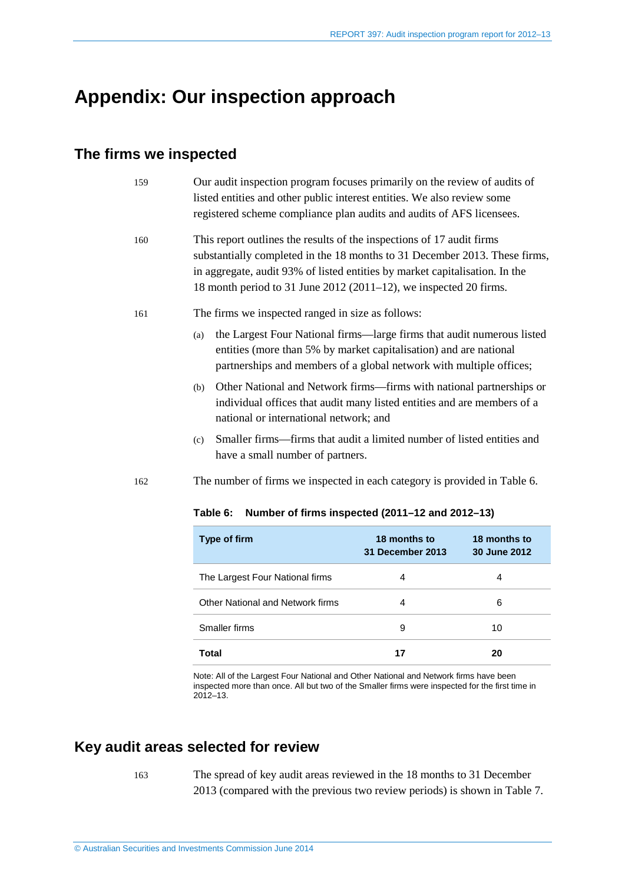# Appendix: Our inspection approach

## The firms we inspected

159 Our audit inspection program focuses primarily on the review of audits of listed entities and other public interest entities. We also review some registered scheme compliance plan audits and audits of AFS licensees.

160 This report outlines the results of the inspections of 17 audit firms substantially completed in the 18 months to 31 December 2013. These firms, in aggregate, audit 93% of listed entities by market capitalisation. In the 18 month period to 31 June 2012 (2011–12), we inspected 20 firms.

161 The firms we inspected ranged in size as follows:

(a) the Largest Four National firms—large firms that audit numerous listed entities (more than 5% by market capitalisation) and are national partnerships and members of a global network with multiple offices;

(b) Other National and Network firms—firms with national partnerships or individual offices that audit many listed entities and are members of a national or international network; and

(c) Smaller firms—firms that audit a limited number of listed entities and have a small number of partners.

162 The number of firms we inspected in each category is provided in Table 6.

**Table 6: Number of firms inspected (2011–12 and 2012–13)**

| Type of firm | 18 months to 31 December 2013 | 18 months to 30 June 2012 |
|---|---|---|
| The Largest Four National firms | 4 | 4 |
| Other National and Network firms | 4 | 6 |
| Smaller firms | 9 | 10 |
| **Total** | **17** | **20** |

Note: All of the Largest Four National and Other National and Network firms have been inspected more than once. All but two of the Smaller firms were inspected for the first time in 2012–13.

## Key audit areas selected for review

163 The spread of key audit areas reviewed in the 18 months to 31 December 2013 (compared with the previous two review periods) is shown in Table 7.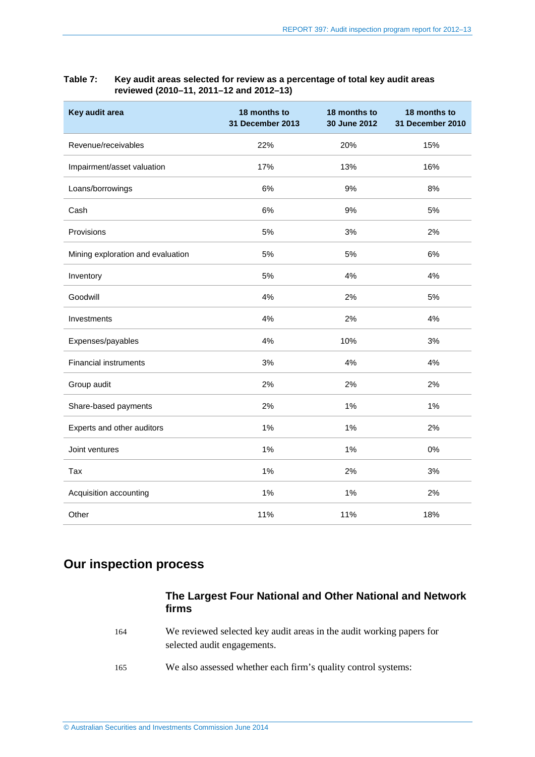**Table 7: Key audit areas selected for review as a percentage of total key audit areas reviewed (2010–11, 2011–12 and 2012–13)**

| Key audit area | 18 months to 31 December 2013 | 18 months to 30 June 2012 | 18 months to 31 December 2010 |
|---|---|---|---|
| Revenue/receivables | 22% | 20% | 15% |
| Impairment/asset valuation | 17% | 13% | 16% |
| Loans/borrowings | 6% | 9% | 8% |
| Cash | 6% | 9% | 5% |
| Provisions | 5% | 3% | 2% |
| Mining exploration and evaluation | 5% | 5% | 6% |
| Inventory | 5% | 4% | 4% |
| Goodwill | 4% | 2% | 5% |
| Investments | 4% | 2% | 4% |
| Expenses/payables | 4% | 10% | 3% |
| Financial instruments | 3% | 4% | 4% |
| Group audit | 2% | 2% | 2% |
| Share-based payments | 2% | 1% | 1% |
| Experts and other auditors | 1% | 1% | 2% |
| Joint ventures | 1% | 1% | 0% |
| Tax | 1% | 2% | 3% |
| Acquisition accounting | 1% | 1% | 2% |
| Other | 11% | 11% | 18% |

## Our inspection process

### The Largest Four National and Other National and Network firms

164 We reviewed selected key audit areas in the audit working papers for selected audit engagements.

165 We also assessed whether each firm's quality control systems: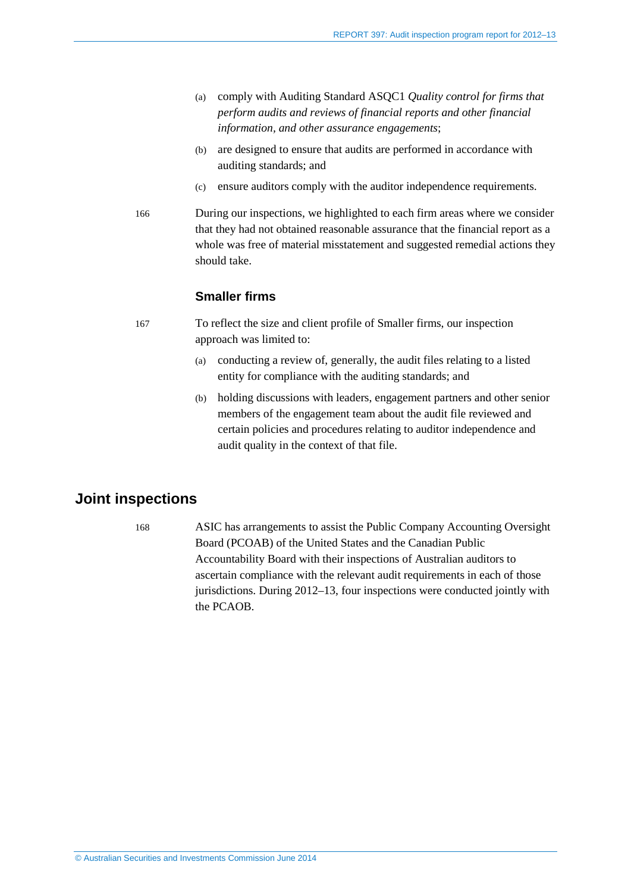(a) comply with Auditing Standard ASQC1 *Quality control for firms that perform audits and reviews of financial reports and other financial information, and other assurance engagements*;

(b) are designed to ensure that audits are performed in accordance with auditing standards; and

(c) ensure auditors comply with the auditor independence requirements.

166 During our inspections, we highlighted to each firm areas where we consider that they had not obtained reasonable assurance that the financial report as a whole was free of material misstatement and suggested remedial actions they should take.

### Smaller firms

167 To reflect the size and client profile of Smaller firms, our inspection approach was limited to:

(a) conducting a review of, generally, the audit files relating to a listed entity for compliance with the auditing standards; and

(b) holding discussions with leaders, engagement partners and other senior members of the engagement team about the audit file reviewed and certain policies and procedures relating to auditor independence and audit quality in the context of that file.

## Joint inspections

168 ASIC has arrangements to assist the Public Company Accounting Oversight Board (PCOAB) of the United States and the Canadian Public Accountability Board with their inspections of Australian auditors to ascertain compliance with the relevant audit requirements in each of those jurisdictions. During 2012–13, four inspections were conducted jointly with the PCAOB.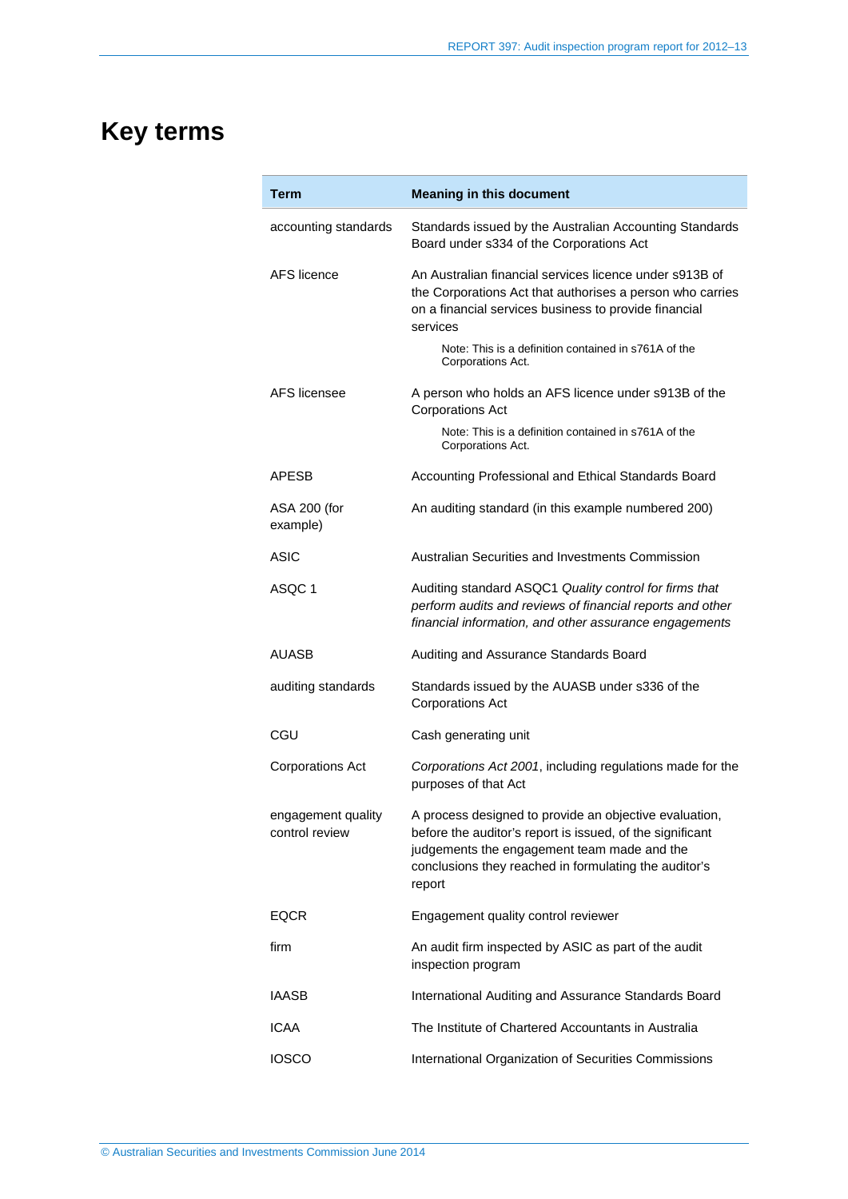# Key terms

| Term | Meaning in this document |
|---|---|
| accounting standards | Standards issued by the Australian Accounting Standards Board under s334 of the Corporations Act |
| AFS licence | An Australian financial services licence under s913B of the Corporations Act that authorises a person who carries on a financial services business to provide financial services<br><br>Note: This is a definition contained in s761A of the Corporations Act. |
| AFS licensee | A person who holds an AFS licence under s913B of the Corporations Act<br><br>Note: This is a definition contained in s761A of the Corporations Act. |
| APESB | Accounting Professional and Ethical Standards Board |
| ASA 200 (for example) | An auditing standard (in this example numbered 200) |
| ASIC | Australian Securities and Investments Commission |
| ASQC 1 | Auditing standard ASQC1 *Quality control for firms that perform audits and reviews of financial reports and other financial information, and other assurance engagements* |
| AUASB | Auditing and Assurance Standards Board |
| auditing standards | Standards issued by the AUASB under s336 of the Corporations Act |
| CGU | Cash generating unit |
| Corporations Act | *Corporations Act 2001*, including regulations made for the purposes of that Act |
| engagement quality control review | A process designed to provide an objective evaluation, before the auditor's report is issued, of the significant judgements the engagement team made and the conclusions they reached in formulating the auditor's report |
| EQCR | Engagement quality control reviewer |
| firm | An audit firm inspected by ASIC as part of the audit inspection program |
| IAASB | International Auditing and Assurance Standards Board |
| ICAA | The Institute of Chartered Accountants in Australia |
| IOSCO | International Organization of Securities Commissions |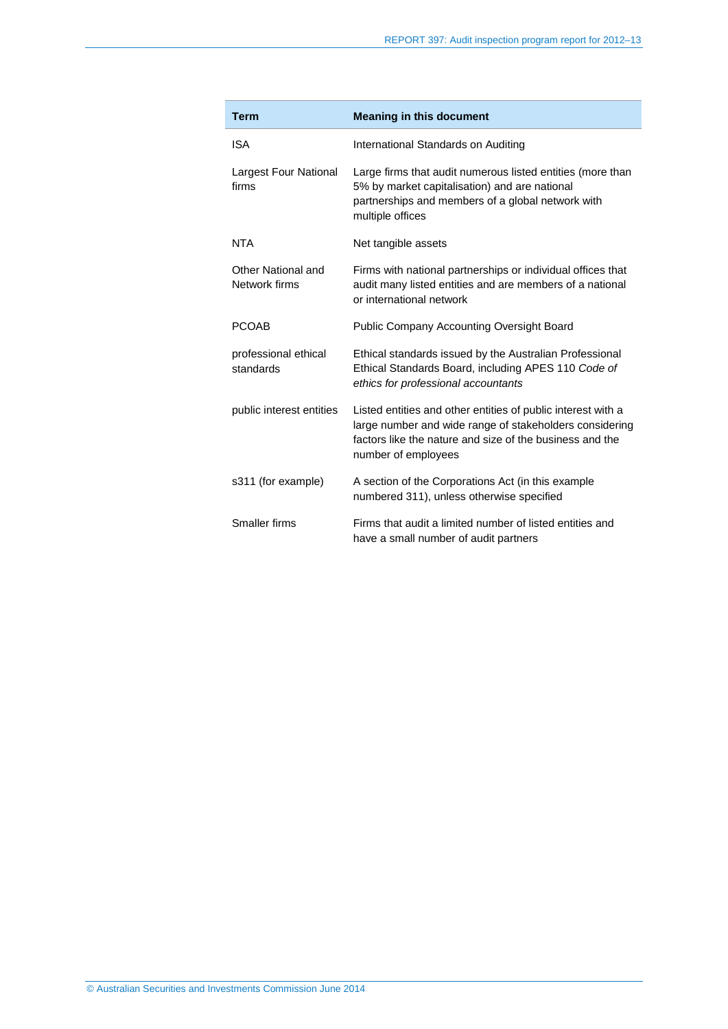| Term | Meaning in this document |
| --- | --- |
| ISA | International Standards on Auditing |
| Largest Four National firms | Large firms that audit numerous listed entities (more than 5% by market capitalisation) and are national partnerships and members of a global network with multiple offices |
| NTA | Net tangible assets |
| Other National and Network firms | Firms with national partnerships or individual offices that audit many listed entities and are members of a national or international network |
| PCOAB | Public Company Accounting Oversight Board |
| professional ethical standards | Ethical standards issued by the Australian Professional Ethical Standards Board, including APES 110 *Code of ethics for professional accountants* |
| public interest entities | Listed entities and other entities of public interest with a large number and wide range of stakeholders considering factors like the nature and size of the business and the number of employees |
| s311 (for example) | A section of the Corporations Act (in this example numbered 311), unless otherwise specified |
| Smaller firms | Firms that audit a limited number of listed entities and have a small number of audit partners |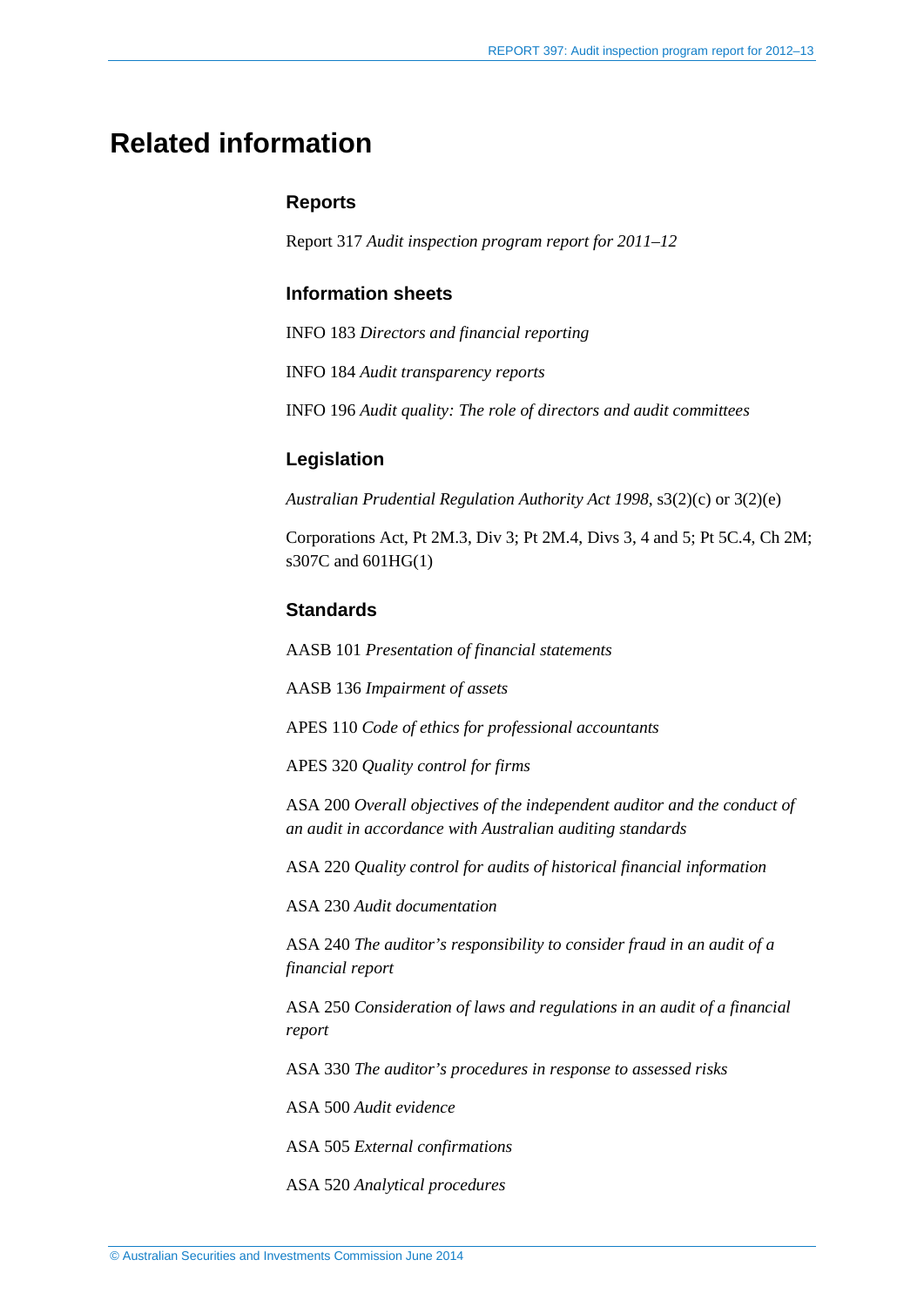# Related information

### Reports

Report 317 *Audit inspection program report for 2011–12*

### Information sheets

INFO 183 *Directors and financial reporting*

INFO 184 *Audit transparency reports*

INFO 196 *Audit quality: The role of directors and audit committees*

### Legislation

*Australian Prudential Regulation Authority Act 1998*, s3(2)(c) or 3(2)(e)

Corporations Act, Pt 2M.3, Div 3; Pt 2M.4, Divs 3, 4 and 5; Pt 5C.4, Ch 2M; s307C and 601HG(1)

### Standards

AASB 101 *Presentation of financial statements*

AASB 136 *Impairment of assets*

APES 110 *Code of ethics for professional accountants*

APES 320 *Quality control for firms*

ASA 200 *Overall objectives of the independent auditor and the conduct of an audit in accordance with Australian auditing standards*

ASA 220 *Quality control for audits of historical financial information*

ASA 230 *Audit documentation*

ASA 240 *The auditor's responsibility to consider fraud in an audit of a financial report*

ASA 250 *Consideration of laws and regulations in an audit of a financial report*

ASA 330 *The auditor's procedures in response to assessed risks*

ASA 500 *Audit evidence*

ASA 505 *External confirmations*

ASA 520 *Analytical procedures*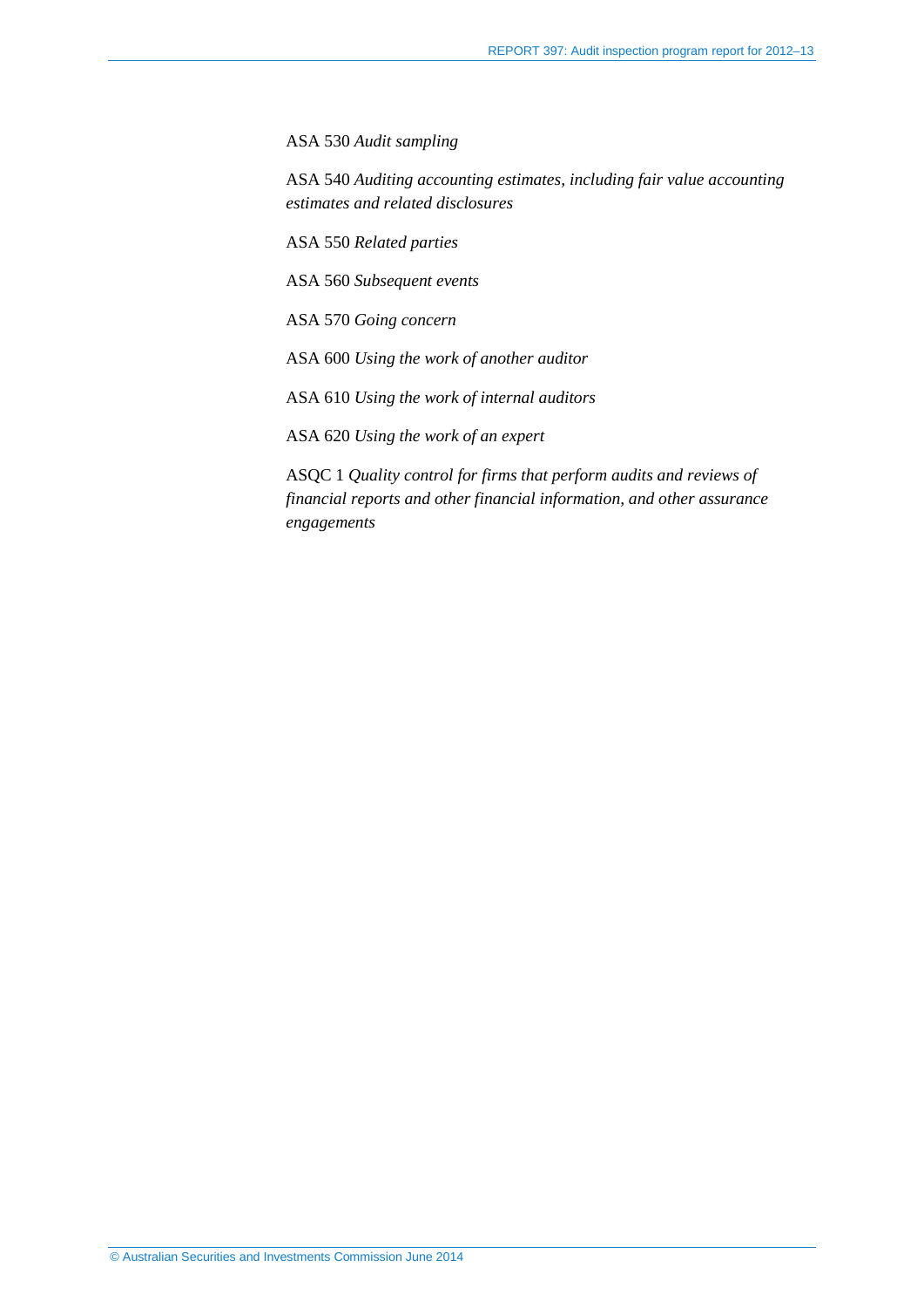ASA 530 *Audit sampling*

ASA 540 *Auditing accounting estimates, including fair value accounting estimates and related disclosures*

ASA 550 *Related parties*

ASA 560 *Subsequent events*

ASA 570 *Going concern*

ASA 600 *Using the work of another auditor*

ASA 610 *Using the work of internal auditors*

ASA 620 *Using the work of an expert*

ASQC 1 *Quality control for firms that perform audits and reviews of financial reports and other financial information, and other assurance engagements*